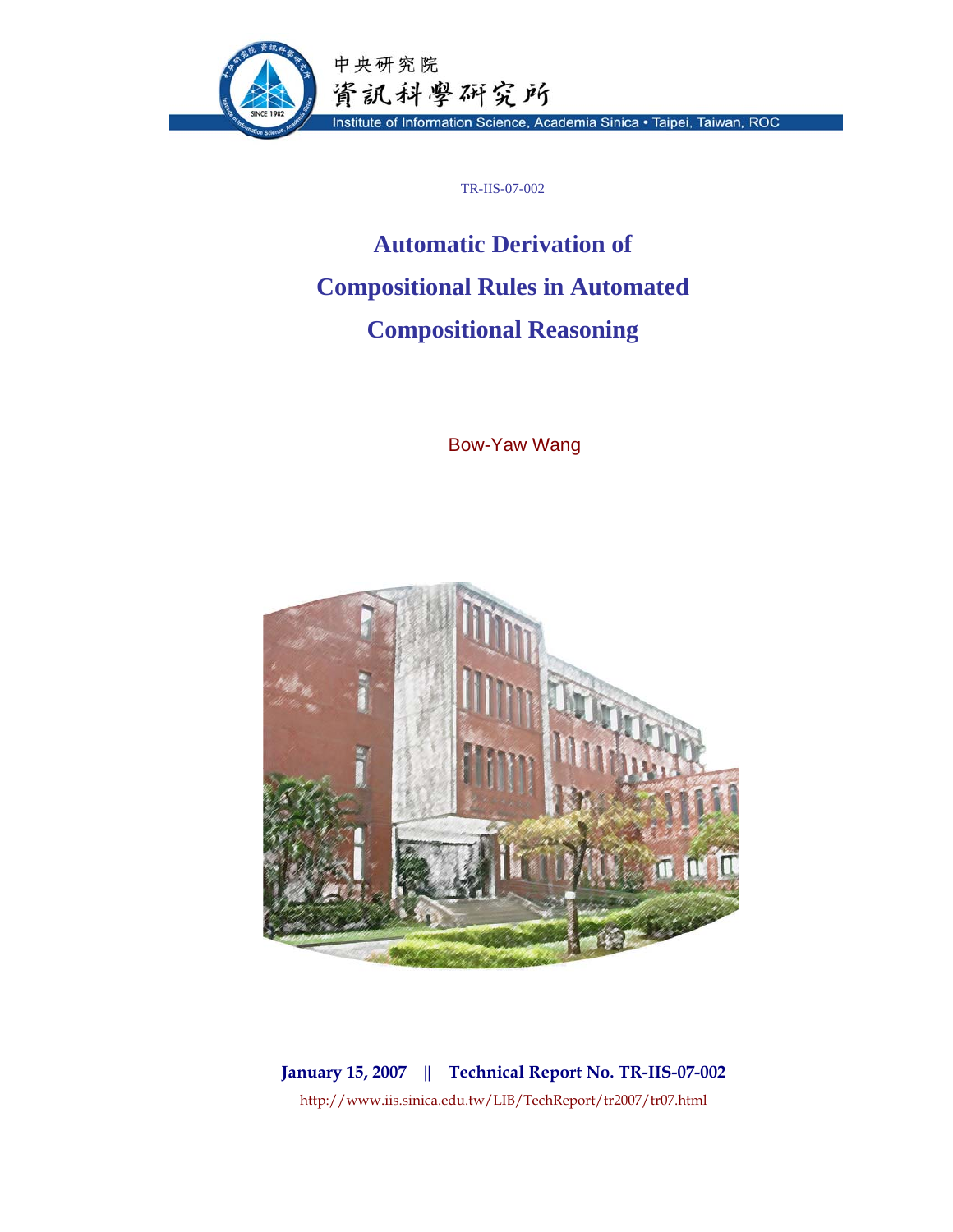中央研究院

資訊科學研究所

Institute of Information Science, Academia Sinica • Taipei, Taiwan, ROC

TR-IIS-07-002

# Automatic Derivation of Compositional Rules in Automated Compositional Reasoning

Bow-Yaw Wang

**January 15, 2007 || Technical Report No. TR-IIS-07-002**

http://www.iis.sinica.edu.tw/LIB/TechReport/tr2007/tr07.html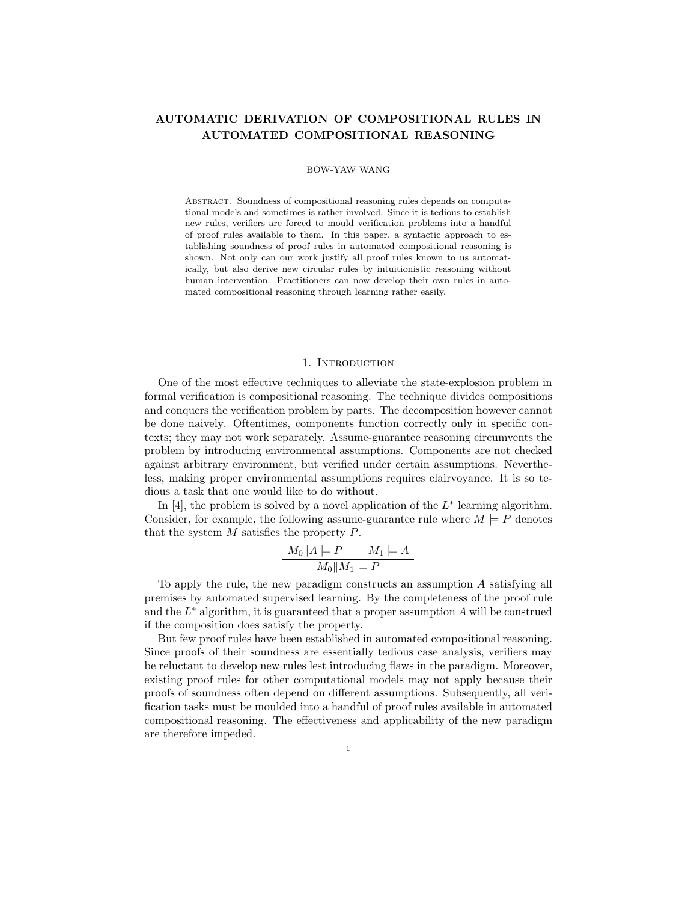# AUTOMATIC DERIVATION OF COMPOSITIONAL RULES IN AUTOMATED COMPOSITIONAL REASONING

BOW-YAW WANG

Abstract. Soundness of compositional reasoning rules depends on computational models and sometimes is rather involved. Since it is tedious to establish new rules, verifiers are forced to mould verification problems into a handful of proof rules available to them. In this paper, a syntactic approach to establishing soundness of proof rules in automated compositional reasoning is shown. Not only can our work justify all proof rules known to us automatically, but also derive new circular rules by intuitionistic reasoning without human intervention. Practitioners can now develop their own rules in automated compositional reasoning through learning rather easily.

## 1. Introduction

One of the most effective techniques to alleviate the state-explosion problem in formal verification is compositional reasoning. The technique divides compositions and conquers the verification problem by parts. The decomposition however cannot be done naively. Oftentimes, components function correctly only in specific contexts; they may not work separately. Assume-guarantee reasoning circumvents the problem by introducing environmental assumptions. Components are not checked against arbitrary environment, but verified under certain assumptions. Nevertheless, making proper environmental assumptions requires clairvoyance. It is so tedious a task that one would like to do without.

In [4], the problem is solved by a novel application of the $L^*$ learning algorithm. Consider, for example, the following assume-guarantee rule where $M \models P$ denotes that the system $M$ satisfies the property $P$.

$$\frac{M_0 \| A \models P \qquad M_1 \models A}{M_0 \| M_1 \models P}$$

To apply the rule, the new paradigm constructs an assumption $A$ satisfying all premises by automated supervised learning. By the completeness of the proof rule and the $L^*$ algorithm, it is guaranteed that a proper assumption $A$ will be construed if the composition does satisfy the property.

But few proof rules have been established in automated compositional reasoning. Since proofs of their soundness are essentially tedious case analysis, verifiers may be reluctant to develop new rules lest introducing flaws in the paradigm. Moreover, existing proof rules for other computational models may not apply because their proofs of soundness often depend on different assumptions. Subsequently, all verification tasks must be moulded into a handful of proof rules available in automated compositional reasoning. The effectiveness and applicability of the new paradigm are therefore impeded.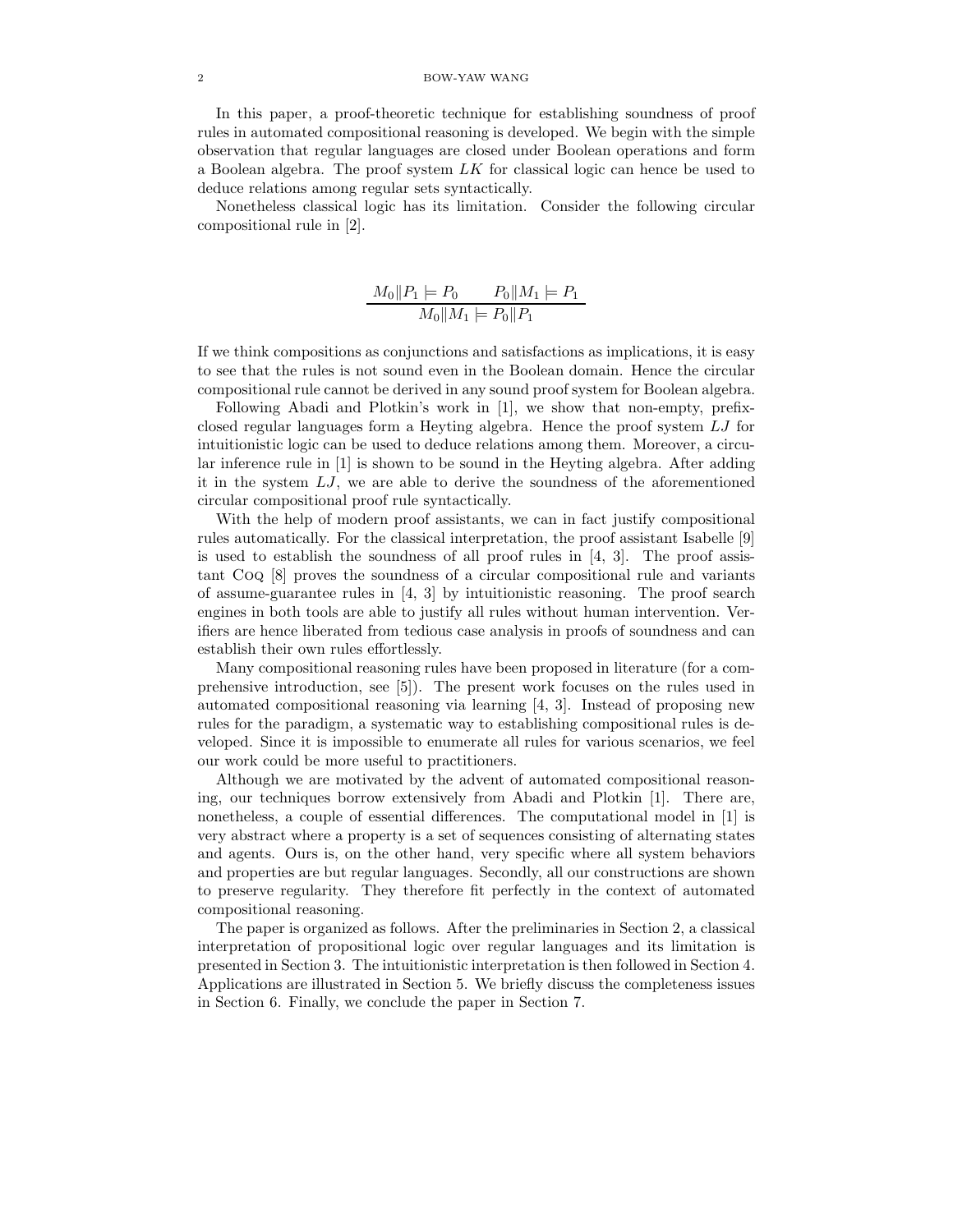In this paper, a proof-theoretic technique for establishing soundness of proof rules in automated compositional reasoning is developed. We begin with the simple observation that regular languages are closed under Boolean operations and form a Boolean algebra. The proof system $LK$ for classical logic can hence be used to deduce relations among regular sets syntactically.

Nonetheless classical logic has its limitation. Consider the following circular compositional rule in [2].

$$\frac{M_0 \| P_1 \models P_0 \qquad P_0 \| M_1 \models P_1}{M_0 \| M_1 \models P_0 \| P_1}$$

If we think compositions as conjunctions and satisfactions as implications, it is easy to see that the rules is not sound even in the Boolean domain. Hence the circular compositional rule cannot be derived in any sound proof system for Boolean algebra.

Following Abadi and Plotkin's work in [1], we show that non-empty, prefix-closed regular languages form a Heyting algebra. Hence the proof system $LJ$ for intuitionistic logic can be used to deduce relations among them. Moreover, a circular inference rule in [1] is shown to be sound in the Heyting algebra. After adding it in the system $LJ$, we are able to derive the soundness of the aforementioned circular compositional proof rule syntactically.

With the help of modern proof assistants, we can in fact justify compositional rules automatically. For the classical interpretation, the proof assistant Isabelle [9] is used to establish the soundness of all proof rules in [4, 3]. The proof assistant Coq [8] proves the soundness of a circular compositional rule and variants of assume-guarantee rules in [4, 3] by intuitionistic reasoning. The proof search engines in both tools are able to justify all rules without human intervention. Verifiers are hence liberated from tedious case analysis in proofs of soundness and can establish their own rules effortlessly.

Many compositional reasoning rules have been proposed in literature (for a comprehensive introduction, see [5]). The present work focuses on the rules used in automated compositional reasoning via learning [4, 3]. Instead of proposing new rules for the paradigm, a systematic way to establishing compositional rules is developed. Since it is impossible to enumerate all rules for various scenarios, we feel our work could be more useful to practitioners.

Although we are motivated by the advent of automated compositional reasoning, our techniques borrow extensively from Abadi and Plotkin [1]. There are, nonetheless, a couple of essential differences. The computational model in [1] is very abstract where a property is a set of sequences consisting of alternating states and agents. Ours is, on the other hand, very specific where all system behaviors and properties are but regular languages. Secondly, all our constructions are shown to preserve regularity. They therefore fit perfectly in the context of automated compositional reasoning.

The paper is organized as follows. After the preliminaries in Section 2, a classical interpretation of propositional logic over regular languages and its limitation is presented in Section 3. The intuitionistic interpretation is then followed in Section 4. Applications are illustrated in Section 5. We briefly discuss the completeness issues in Section 6. Finally, we conclude the paper in Section 7.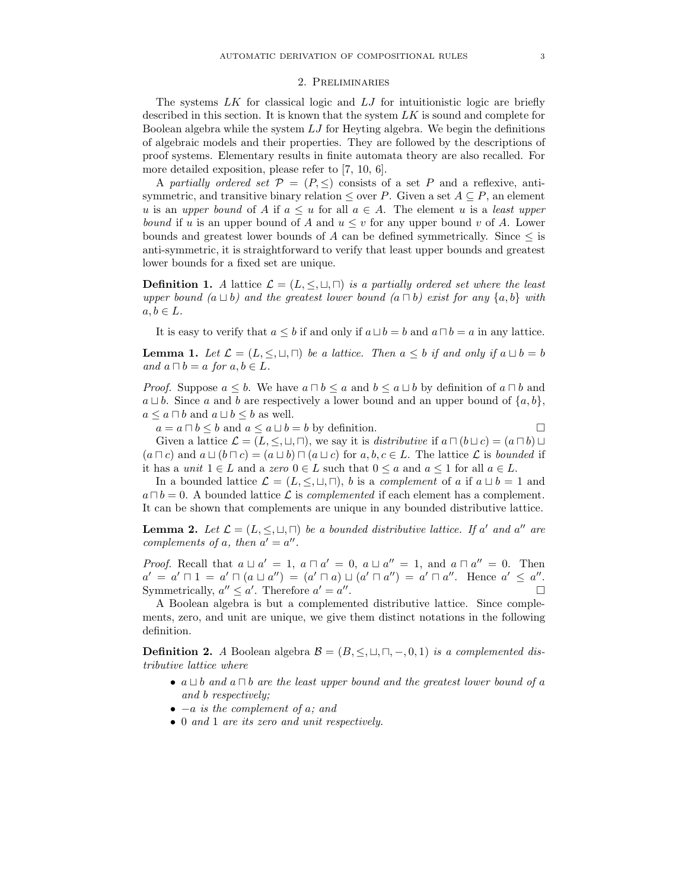## 2. Preliminaries

The systems *LK* for classical logic and *LJ* for intuitionistic logic are briefly described in this section. It is known that the system *LK* is sound and complete for Boolean algebra while the system *LJ* for Heyting algebra. We begin the definitions of algebraic models and their properties. They are followed by the descriptions of proof systems. Elementary results in finite automata theory are also recalled. For more detailed exposition, please refer to [7, 10, 6].

A *partially ordered set* $\mathcal{P} = (P, \leq)$ consists of a set $P$ and a reflexive, anti-symmetric, and transitive binary relation $\leq$ over $P$. Given a set $A \subseteq P$, an element $u$ is an *upper bound* of $A$ if $a \leq u$ for all $a \in A$. The element $u$ is a *least upper bound* if $u$ is an upper bound of $A$ and $u \leq v$ for any upper bound $v$ of $A$. Lower bounds and greatest lower bounds of $A$ can be defined symmetrically. Since $\leq$ is anti-symmetric, it is straightforward to verify that least upper bounds and greatest lower bounds for a fixed set are unique.

**Definition 1.** *A* lattice $\mathcal{L} = (L, \leq, \sqcup, \sqcap)$ *is a partially ordered set where the least upper bound* $(a \sqcup b)$ *and the greatest lower bound* $(a \sqcap b)$ *exist for any* $\{a, b\}$ *with* $a, b \in L$.

It is easy to verify that $a \leq b$ if and only if $a \sqcup b = b$ and $a \sqcap b = a$ in any lattice.

**Lemma 1.** *Let* $\mathcal{L} = (L, \leq, \sqcup, \sqcap)$ *be a lattice. Then* $a \leq b$ *if and only if* $a \sqcup b = b$ *and* $a \sqcap b = a$ *for* $a, b \in L$.

*Proof.* Suppose $a \leq b$. We have $a \sqcap b \leq a$ and $b \leq a \sqcup b$ by definition of $a \sqcap b$ and $a \sqcup b$. Since $a$ and $b$ are respectively a lower bound and an upper bound of $\{a, b\}$, $a \leq a \sqcap b$ and $a \sqcup b \leq b$ as well.

$a = a \sqcap b \leq b$ and $a \leq a \sqcup b = b$ by definition. □

Given a lattice $\mathcal{L} = (L, \leq, \sqcup, \sqcap)$, we say it is *distributive* if $a \sqcap (b \sqcup c) = (a \sqcap b) \sqcup (a \sqcap c)$ and $a \sqcup (b \sqcap c) = (a \sqcup b) \sqcap (a \sqcup c)$ for $a, b, c \in L$. The lattice $\mathcal{L}$ is *bounded* if it has a *unit* $1 \in L$ and a *zero* $0 \in L$ such that $0 \leq a$ and $a \leq 1$ for all $a \in L$.

In a bounded lattice $\mathcal{L} = (L, \leq, \sqcup, \sqcap)$, $b$ is a *complement* of $a$ if $a \sqcup b = 1$ and $a \sqcap b = 0$. A bounded lattice $\mathcal{L}$ is *complemented* if each element has a complement. It can be shown that complements are unique in any bounded distributive lattice.

**Lemma 2.** *Let* $\mathcal{L} = (L, \leq, \sqcup, \sqcap)$ *be a bounded distributive lattice. If* $a'$ *and* $a''$ *are complements of* $a$*, then* $a' = a''$.

*Proof.* Recall that $a \sqcup a' = 1$, $a \sqcap a' = 0$, $a \sqcup a'' = 1$, and $a \sqcap a'' = 0$. Then $a' = a' \sqcap 1 = a' \sqcap (a \sqcup a'') = (a' \sqcap a) \sqcup (a' \sqcap a'') = a' \sqcap a''$. Hence $a' \leq a''$. Symmetrically, $a'' \leq a'$. Therefore $a' = a''$. □

A Boolean algebra is but a complemented distributive lattice. Since complements, zero, and unit are unique, we give them distinct notations in the following definition.

**Definition 2.** *A* Boolean algebra $\mathcal{B} = (B, \leq, \sqcup, \sqcap, -, 0, 1)$ *is a complemented distributive lattice where*

- $a \sqcup b$ *and* $a \sqcap b$ *are the least upper bound and the greatest lower bound of* $a$ *and* $b$ *respectively;*
- $-a$ *is the complement of* $a$*; and*
- $0$ *and* $1$ *are its zero and unit respectively.*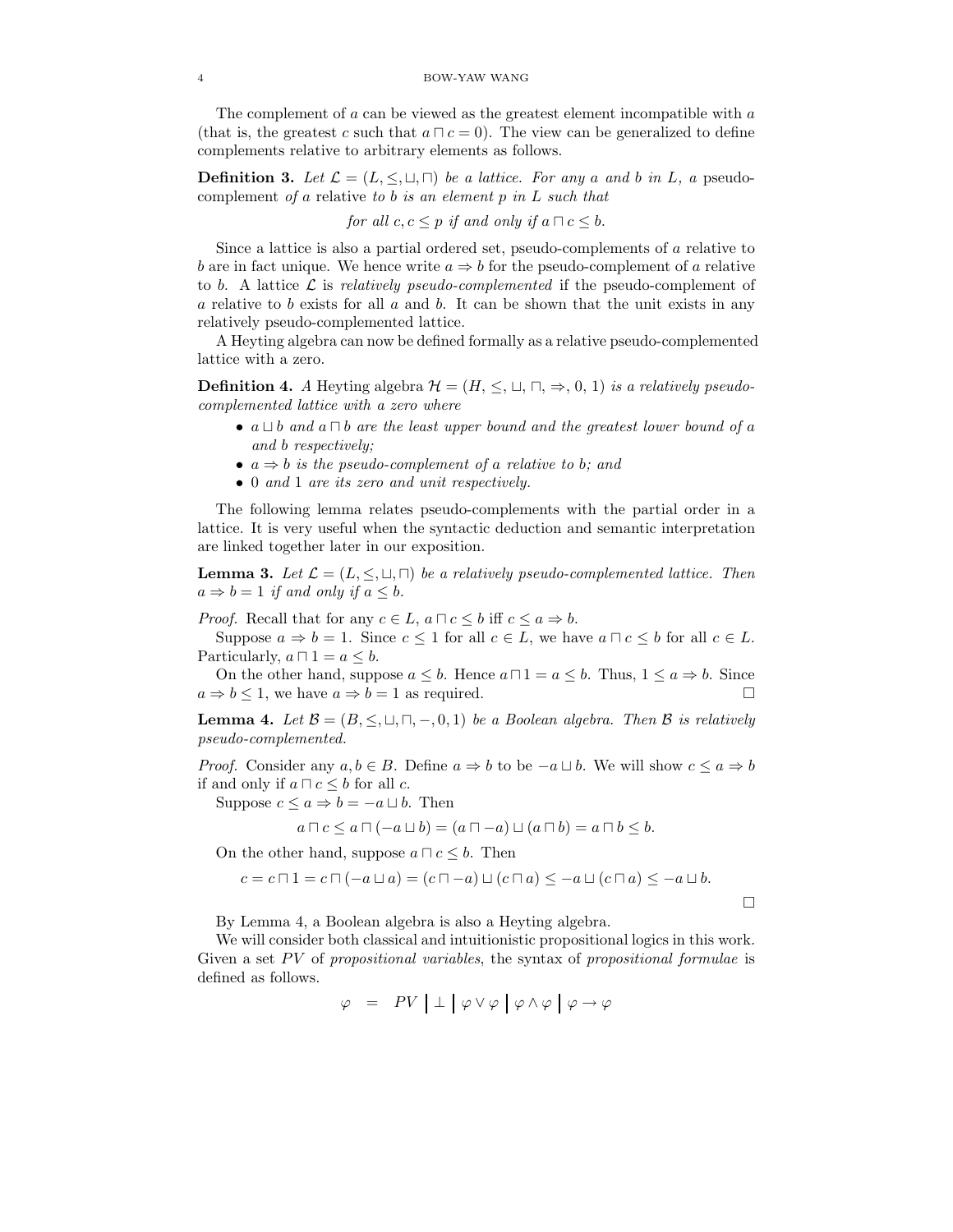The complement of $a$ can be viewed as the greatest element incompatible with $a$ (that is, the greatest $c$ such that $a \sqcap c = 0$). The view can be generalized to define complements relative to arbitrary elements as follows.

**Definition 3.** *Let $\mathcal{L} = (L, \leq, \sqcup, \sqcap)$ be a lattice. For any $a$ and $b$ in $L$, a* pseudo-complement *of $a$* relative *to $b$ is an element $p$ in $L$ such that*

$$\text{for all } c, c \leq p \text{ if and only if } a \sqcap c \leq b.$$

Since a lattice is also a partial ordered set, pseudo-complements of $a$ relative to $b$ are in fact unique. We hence write $a \Rightarrow b$ for the pseudo-complement of $a$ relative to $b$. A lattice $\mathcal{L}$ is *relatively pseudo-complemented* if the pseudo-complement of $a$ relative to $b$ exists for all $a$ and $b$. It can be shown that the unit exists in any relatively pseudo-complemented lattice.

A Heyting algebra can now be defined formally as a relative pseudo-complemented lattice with a zero.

**Definition 4.** *A* Heyting algebra *$\mathcal{H} = (H, \leq, \sqcup, \sqcap, \Rightarrow, 0, 1)$ is a relatively pseudo-complemented lattice with a zero where*

- *$a \sqcup b$ and $a \sqcap b$ are the least upper bound and the greatest lower bound of $a$ and $b$ respectively;*
- *$a \Rightarrow b$ is the pseudo-complement of $a$ relative to $b$; and*
- *$0$ and $1$ are its zero and unit respectively.*

The following lemma relates pseudo-complements with the partial order in a lattice. It is very useful when the syntactic deduction and semantic interpretation are linked together later in our exposition.

**Lemma 3.** *Let $\mathcal{L} = (L, \leq, \sqcup, \sqcap)$ be a relatively pseudo-complemented lattice. Then $a \Rightarrow b = 1$ if and only if $a \leq b$.*

*Proof.* Recall that for any $c \in L$, $a \sqcap c \leq b$ iff $c \leq a \Rightarrow b$.

Suppose $a \Rightarrow b = 1$. Since $c \leq 1$ for all $c \in L$, we have $a \sqcap c \leq b$ for all $c \in L$. Particularly, $a \sqcap 1 = a \leq b$.

On the other hand, suppose $a \leq b$. Hence $a \sqcap 1 = a \leq b$. Thus, $1 \leq a \Rightarrow b$. Since $a \Rightarrow b \leq 1$, we have $a \Rightarrow b = 1$ as required. □

**Lemma 4.** *Let $\mathcal{B} = (B, \leq, \sqcup, \sqcap, -, 0, 1)$ be a Boolean algebra. Then $\mathcal{B}$ is relatively pseudo-complemented.*

*Proof.* Consider any $a, b \in B$. Define $a \Rightarrow b$ to be $-a \sqcup b$. We will show $c \leq a \Rightarrow b$ if and only if $a \sqcap c \leq b$ for all $c$.

Suppose $c \leq a \Rightarrow b = -a \sqcup b$. Then

$$a \sqcap c \leq a \sqcap (-a \sqcup b) = (a \sqcap -a) \sqcup (a \sqcap b) = a \sqcap b \leq b.$$

On the other hand, suppose $a \sqcap c \leq b$. Then

$$c = c \sqcap 1 = c \sqcap (-a \sqcup a) = (c \sqcap -a) \sqcup (c \sqcap a) \leq -a \sqcup (c \sqcap a) \leq -a \sqcup b.$$

□

By Lemma 4, a Boolean algebra is also a Heyting algebra.

We will consider both classical and intuitionistic propositional logics in this work. Given a set $PV$ of *propositional variables*, the syntax of *propositional formulae* is defined as follows.

$$\varphi \;\; = \;\; PV \;\Big|\; \bot \;\Big|\; \varphi \vee \varphi \;\Big|\; \varphi \wedge \varphi \;\Big|\; \varphi \rightarrow \varphi$$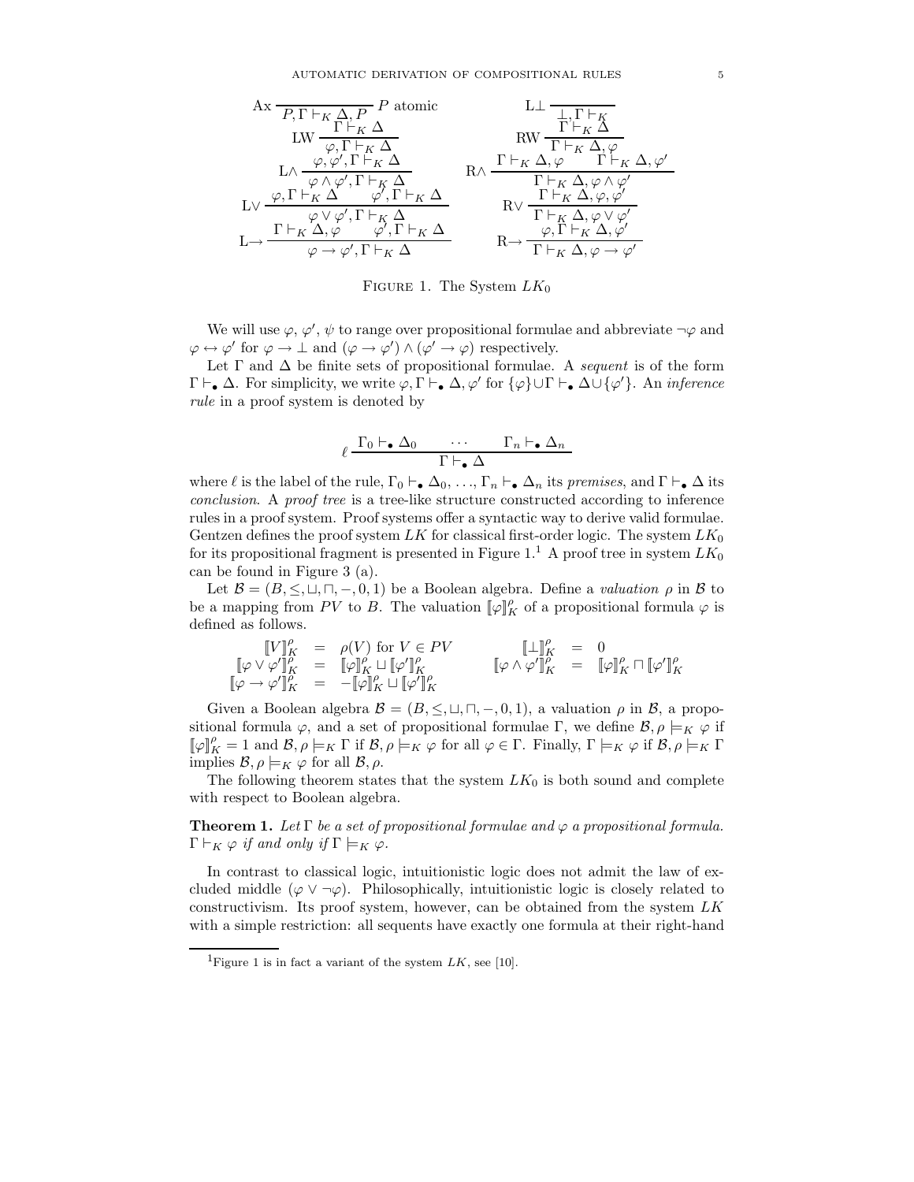$$
\text{Ax}\ \frac{}{P, \Gamma \vdash_K \Delta, P}\ P \text{ atomic} \qquad \text{L}\bot\ \frac{}{\bot, \Gamma \vdash_K}
$$

$$
\text{LW}\ \frac{\Gamma \vdash_K \Delta}{\varphi, \Gamma \vdash_K \Delta} \qquad \text{RW}\ \frac{\Gamma \vdash_K \Delta}{\Gamma \vdash_K \Delta, \varphi}
$$

$$
\text{L}\wedge\ \frac{\varphi, \varphi', \Gamma \vdash_K \Delta}{\varphi \wedge \varphi', \Gamma \vdash_K \Delta} \qquad \text{R}\wedge\ \frac{\Gamma \vdash_K \Delta, \varphi \qquad \Gamma \vdash_K \Delta, \varphi'}{\Gamma \vdash_K \Delta, \varphi \wedge \varphi'}
$$

$$
\text{L}\vee\ \frac{\varphi, \Gamma \vdash_K \Delta \qquad \varphi', \Gamma \vdash_K \Delta}{\varphi \vee \varphi', \Gamma \vdash_K \Delta} \qquad \text{R}\vee\ \frac{\Gamma \vdash_K \Delta, \varphi, \varphi'}{\Gamma \vdash_K \Delta, \varphi \vee \varphi'}
$$

$$
\text{L}\!\rightarrow\ \frac{\Gamma \vdash_K \Delta, \varphi \qquad \varphi', \Gamma \vdash_K \Delta}{\varphi \rightarrow \varphi', \Gamma \vdash_K \Delta} \qquad \text{R}\!\rightarrow\ \frac{\varphi, \Gamma \vdash_K \Delta, \varphi'}{\Gamma \vdash_K \Delta, \varphi \rightarrow \varphi'}
$$

Figure 1. The System $LK_0$

We will use $\varphi$, $\varphi'$, $\psi$ to range over propositional formulae and abbreviate $\neg\varphi$ and $\varphi \leftrightarrow \varphi'$ for $\varphi \rightarrow \bot$ and $(\varphi \rightarrow \varphi') \wedge (\varphi' \rightarrow \varphi)$ respectively.

Let $\Gamma$ and $\Delta$ be finite sets of propositional formulae. A *sequent* is of the form $\Gamma \vdash_\bullet \Delta$. For simplicity, we write $\varphi, \Gamma \vdash_\bullet \Delta, \varphi'$ for $\{\varphi\} \cup \Gamma \vdash_\bullet \Delta \cup \{\varphi'\}$. An *inference rule* in a proof system is denoted by

$$
\ell\ \frac{\Gamma_0 \vdash_\bullet \Delta_0 \qquad \cdots \qquad \Gamma_n \vdash_\bullet \Delta_n}{\Gamma \vdash_\bullet \Delta}
$$

where $\ell$ is the label of the rule, $\Gamma_0 \vdash_\bullet \Delta_0, \ldots, \Gamma_n \vdash_\bullet \Delta_n$ its *premises*, and $\Gamma \vdash_\bullet \Delta$ its *conclusion*. A *proof tree* is a tree-like structure constructed according to inference rules in a proof system. Proof systems offer a syntactic way to derive valid formulae. Gentzen defines the proof system $LK$ for classical first-order logic. The system $LK_0$ for its propositional fragment is presented in Figure 1.[1] A proof tree in system $LK_0$ can be found in Figure 3 (a).

Let $\mathcal{B} = (B, \leq, \sqcup, \sqcap, -, 0, 1)$ be a Boolean algebra. Define a *valuation* $\rho$ in $\mathcal{B}$ to be a mapping from $PV$ to $B$. The valuation $[\![\varphi]\!]^\rho_K$ of a propositional formula $\varphi$ is defined as follows.

$$
\begin{array}{rclcrcl}
[\![V]\!]^\rho_K & = & \rho(V) \text{ for } V \in PV & \qquad & [\![\bot]\!]^\rho_K & = & 0 \\
[\![\varphi \vee \varphi']\!]^\rho_K & = & [\![\varphi]\!]^\rho_K \sqcup [\![\varphi']\!]^\rho_K & & [\![\varphi \wedge \varphi']\!]^\rho_K & = & [\![\varphi]\!]^\rho_K \sqcap [\![\varphi']\!]^\rho_K \\
[\![\varphi \rightarrow \varphi']\!]^\rho_K & = & -[\![\varphi]\!]^\rho_K \sqcup [\![\varphi']\!]^\rho_K & & & &
\end{array}
$$

Given a Boolean algebra $\mathcal{B} = (B, \leq, \sqcup, \sqcap, -, 0, 1)$, a valuation $\rho$ in $\mathcal{B}$, a propositional formula $\varphi$, and a set of propositional formulae $\Gamma$, we define $\mathcal{B}, \rho \models_K \varphi$ if $[\![\varphi]\!]^\rho_K = 1$ and $\mathcal{B}, \rho \models_K \Gamma$ if $\mathcal{B}, \rho \models_K \varphi$ for all $\varphi \in \Gamma$. Finally, $\Gamma \models_K \varphi$ if $\mathcal{B}, \rho \models_K \Gamma$ implies $\mathcal{B}, \rho \models_K \varphi$ for all $\mathcal{B}, \rho$.

The following theorem states that the system $LK_0$ is both sound and complete with respect to Boolean algebra.

**Theorem 1.** *Let $\Gamma$ be a set of propositional formulae and $\varphi$ a propositional formula. $\Gamma \vdash_K \varphi$ if and only if $\Gamma \models_K \varphi$.*

In contrast to classical logic, intuitionistic logic does not admit the law of excluded middle ($\varphi \vee \neg\varphi$). Philosophically, intuitionistic logic is closely related to constructivism. Its proof system, however, can be obtained from the system $LK$ with a simple restriction: all sequents have exactly one formula at their right-hand

[1] Figure 1 is in fact a variant of the system $LK$, see [10].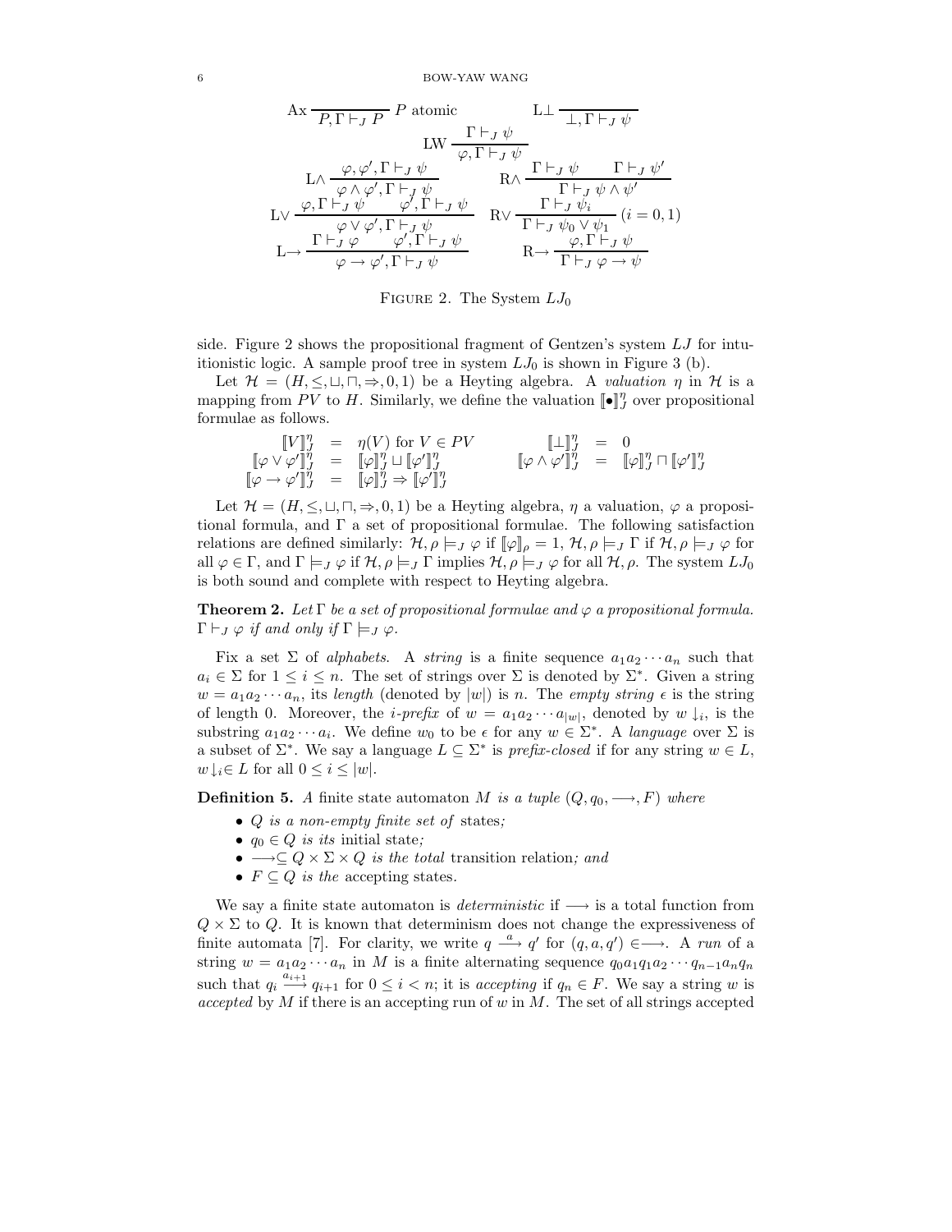$$
\begin{array}{ccc}
\text{Ax}\ \dfrac{}{P, \Gamma \vdash_J P}\ P \text{ atomic} & & \text{L}\bot\ \dfrac{}{\bot, \Gamma \vdash_J \psi} \\[2ex]
& \text{LW}\ \dfrac{\Gamma \vdash_J \psi}{\varphi, \Gamma \vdash_J \psi} & \\[2ex]
\text{L}\wedge\ \dfrac{\varphi, \varphi', \Gamma \vdash_J \psi}{\varphi \wedge \varphi', \Gamma \vdash_J \psi} & & \text{R}\wedge\ \dfrac{\Gamma \vdash_J \psi \qquad \Gamma \vdash_J \psi'}{\Gamma \vdash_J \psi \wedge \psi'} \\[2ex]
\text{L}\vee\ \dfrac{\varphi, \Gamma \vdash_J \psi \qquad \varphi', \Gamma \vdash_J \psi}{\varphi \vee \varphi', \Gamma \vdash_J \psi} & & \text{R}\vee\ \dfrac{\Gamma \vdash_J \psi_i}{\Gamma \vdash_J \psi_0 \vee \psi_1}\ (i = 0, 1) \\[2ex]
\text{L}\!\rightarrow\ \dfrac{\Gamma \vdash_J \varphi \qquad \varphi', \Gamma \vdash_J \psi}{\varphi \rightarrow \varphi', \Gamma \vdash_J \psi} & & \text{R}\!\rightarrow\ \dfrac{\varphi, \Gamma \vdash_J \psi}{\Gamma \vdash_J \varphi \rightarrow \psi}
\end{array}
$$

Figure 2. The System $LJ_0$

side. Figure 2 shows the propositional fragment of Gentzen's system $LJ$ for intuitionistic logic. A sample proof tree in system $LJ_0$ is shown in Figure 3 (b).

Let $\mathcal{H} = (H, \leq, \sqcup, \sqcap, \Rightarrow, 0, 1)$ be a Heyting algebra. A *valuation* $\eta$ in $\mathcal{H}$ is a mapping from $PV$ to $H$. Similarly, we define the valuation $[\![\bullet]\!]_J^\eta$ over propositional formulae as follows.

$$
\begin{array}{rclcrcl}
[\![V]\!]_J^\eta & = & \eta(V) \text{ for } V \in PV & \qquad & [\![\bot]\!]_J^\eta & = & 0 \\
[\![\varphi \vee \varphi']\!]_J^\eta & = & [\![\varphi]\!]_J^\eta \sqcup [\![\varphi']\!]_J^\eta & & [\![\varphi \wedge \varphi']\!]_J^\eta & = & [\![\varphi]\!]_J^\eta \sqcap [\![\varphi']\!]_J^\eta \\
[\![\varphi \rightarrow \varphi']\!]_J^\eta & = & [\![\varphi]\!]_J^\eta \Rightarrow [\![\varphi']\!]_J^\eta & & & &
\end{array}
$$

Let $\mathcal{H} = (H, \leq, \sqcup, \sqcap, \Rightarrow, 0, 1)$ be a Heyting algebra, $\eta$ a valuation, $\varphi$ a propositional formula, and $\Gamma$ a set of propositional formulae. The following satisfaction relations are defined similarly: $\mathcal{H}, \rho \models_J \varphi$ if $[\![\varphi]\!]_\rho = 1$, $\mathcal{H}, \rho \models_J \Gamma$ if $\mathcal{H}, \rho \models_J \varphi$ for all $\varphi \in \Gamma$, and $\Gamma \models_J \varphi$ if $\mathcal{H}, \rho \models_J \Gamma$ implies $\mathcal{H}, \rho \models_J \varphi$ for all $\mathcal{H}, \rho$. The system $LJ_0$ is both sound and complete with respect to Heyting algebra.

**Theorem 2.** *Let $\Gamma$ be a set of propositional formulae and $\varphi$ a propositional formula. $\Gamma \vdash_J \varphi$ if and only if $\Gamma \models_J \varphi$.*

Fix a set $\Sigma$ of *alphabets*. A *string* is a finite sequence $a_1 a_2 \cdots a_n$ such that $a_i \in \Sigma$ for $1 \leq i \leq n$. The set of strings over $\Sigma$ is denoted by $\Sigma^*$. Given a string $w = a_1 a_2 \cdots a_n$, its *length* (denoted by $|w|$) is $n$. The *empty string* $\epsilon$ is the string of length 0. Moreover, the *i-prefix* of $w = a_1 a_2 \cdots a_{|w|}$, denoted by $w\downarrow_i$, is the substring $a_1 a_2 \cdots a_i$. We define $w_0$ to be $\epsilon$ for any $w \in \Sigma^*$. A *language* over $\Sigma$ is a subset of $\Sigma^*$. We say a language $L \subseteq \Sigma^*$ is *prefix-closed* if for any string $w \in L$, $w\downarrow_i \in L$ for all $0 \leq i \leq |w|$.

**Definition 5.** *A* finite state automaton $M$ *is a tuple* $(Q, q_0, \longrightarrow, F)$ *where*

- $Q$ *is a non-empty finite set of* states*;*
- $q_0 \in Q$ *is its* initial state*;*
- $\longrightarrow \subseteq Q \times \Sigma \times Q$ *is the total* transition relation*; and*
- $F \subseteq Q$ *is the* accepting states*.*

We say a finite state automaton is *deterministic* if $\longrightarrow$ is a total function from $Q \times \Sigma$ to $Q$. It is known that determinism does not change the expressiveness of finite automata [7]. For clarity, we write $q \xrightarrow{a} q'$ for $(q, a, q') \in \longrightarrow$. A *run* of a string $w = a_1 a_2 \cdots a_n$ in $M$ is a finite alternating sequence $q_0 a_1 q_1 a_2 \cdots q_{n-1} a_n q_n$ such that $q_i \xrightarrow{a_{i+1}} q_{i+1}$ for $0 \leq i < n$; it is *accepting* if $q_n \in F$. We say a string $w$ is *accepted* by $M$ if there is an accepting run of $w$ in $M$. The set of all strings accepted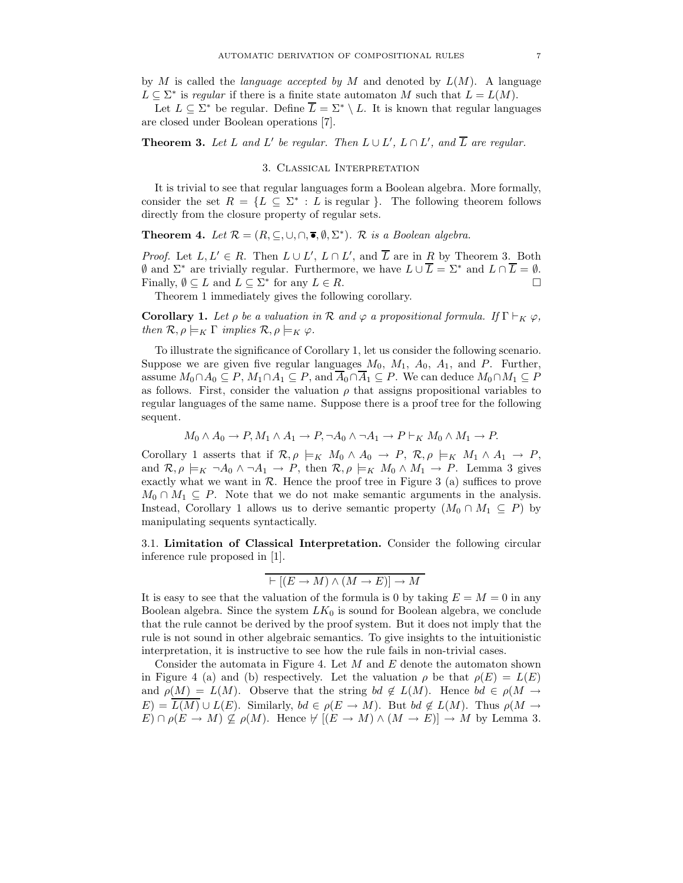by $M$ is called the *language accepted by* $M$ and denoted by $L(M)$. A language $L \subseteq \Sigma^*$ is *regular* if there is a finite state automaton $M$ such that $L = L(M)$.

Let $L \subseteq \Sigma^*$ be regular. Define $\overline{L} = \Sigma^* \setminus L$. It is known that regular languages are closed under Boolean operations [7].

**Theorem 3.** *Let $L$ and $L'$ be regular. Then $L \cup L'$, $L \cap L'$, and $\overline{L}$ are regular.*

## 3. Classical Interpretation

It is trivial to see that regular languages form a Boolean algebra. More formally, consider the set $R = \{L \subseteq \Sigma^* : L \text{ is regular }\}$. The following theorem follows directly from the closure property of regular sets.

**Theorem 4.** *Let $\mathcal{R} = (R, \subseteq, \cup, \cap, \overline{\bullet}, \emptyset, \Sigma^*)$. $\mathcal{R}$ is a Boolean algebra.*

*Proof.* Let $L, L' \in R$. Then $L \cup L'$, $L \cap L'$, and $\overline{L}$ are in $R$ by Theorem 3. Both $\emptyset$ and $\Sigma^*$ are trivially regular. Furthermore, we have $L \cup \overline{L} = \Sigma^*$ and $L \cap \overline{L} = \emptyset$. Finally, $\emptyset \subseteq L$ and $L \subseteq \Sigma^*$ for any $L \in R$. $\square$

Theorem 1 immediately gives the following corollary.

**Corollary 1.** *Let $\rho$ be a valuation in $\mathcal{R}$ and $\varphi$ a propositional formula. If $\Gamma \vdash_K \varphi$, then $\mathcal{R}, \rho \models_K \Gamma$ implies $\mathcal{R}, \rho \models_K \varphi$.*

To illustrate the significance of Corollary 1, let us consider the following scenario. Suppose we are given five regular languages $M_0$, $M_1$, $A_0$, $A_1$, and $P$. Further, assume $M_0 \cap A_0 \subseteq P$, $M_1 \cap A_1 \subseteq P$, and $\overline{A}_0 \cap \overline{A}_1 \subseteq P$. We can deduce $M_0 \cap M_1 \subseteq P$ as follows. First, consider the valuation $\rho$ that assigns propositional variables to regular languages of the same name. Suppose there is a proof tree for the following sequent.

$$M_0 \wedge A_0 \to P, M_1 \wedge A_1 \to P, \neg A_0 \wedge \neg A_1 \to P \vdash_K M_0 \wedge M_1 \to P.$$

Corollary 1 asserts that if $\mathcal{R}, \rho \models_K M_0 \wedge A_0 \to P$, $\mathcal{R}, \rho \models_K M_1 \wedge A_1 \to P$, and $\mathcal{R}, \rho \models_K \neg A_0 \wedge \neg A_1 \to P$, then $\mathcal{R}, \rho \models_K M_0 \wedge M_1 \to P$. Lemma 3 gives exactly what we want in $\mathcal{R}$. Hence the proof tree in Figure 3 (a) suffices to prove $M_0 \cap M_1 \subseteq P$. Note that we do not make semantic arguments in the analysis. Instead, Corollary 1 allows us to derive semantic property ($M_0 \cap M_1 \subseteq P$) by manipulating sequents syntactically.

### 3.1. Limitation of Classical Interpretation.

Consider the following circular inference rule proposed in [1].

$$\overline{\vdash [(E \to M) \wedge (M \to E)] \to M}$$

It is easy to see that the valuation of the formula is 0 by taking $E = M = 0$ in any Boolean algebra. Since the system $LK_0$ is sound for Boolean algebra, we conclude that the rule cannot be derived by the proof system. But it does not imply that the rule is not sound in other algebraic semantics. To give insights to the intuitionistic interpretation, it is instructive to see how the rule fails in non-trivial cases.

Consider the automata in Figure 4. Let $M$ and $E$ denote the automaton shown in Figure 4 (a) and (b) respectively. Let the valuation $\rho$ be that $\rho(E) = L(E)$ and $\rho(M) = L(M)$. Observe that the string $bd \notin L(M)$. Hence $bd \in \rho(M \to E) = \overline{L(M)} \cup L(E)$. Similarly, $bd \in \rho(E \to M)$. But $bd \notin L(M)$. Thus $\rho(M \to E) \cap \rho(E \to M) \not\subseteq \rho(M)$. Hence $\not\vdash [(E \to M) \wedge (M \to E)] \to M$ by Lemma 3.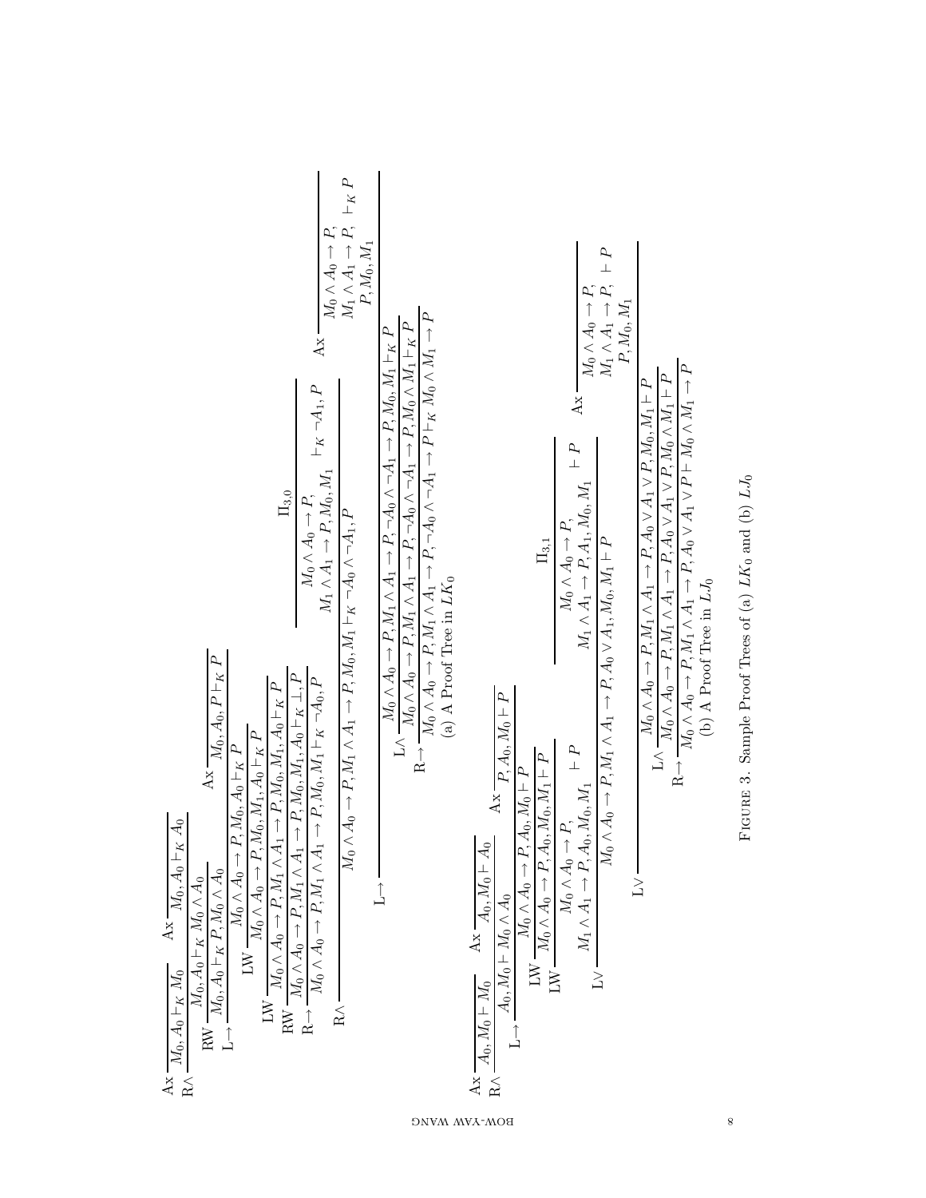**(a) A Proof Tree in $LK_0$**

$$\dfrac{\dfrac{\text{Ax}}{M_0, A_0 \vdash_K M_0} \qquad \dfrac{\text{Ax}}{M_0, A_0 \vdash_K A_0}}{M_0, A_0 \vdash_K M_0 \wedge A_0}\ \text{R}\wedge$$

$$\dfrac{M_0, A_0 \vdash_K M_0 \wedge A_0}{M_0, A_0 \vdash_K P, M_0 \wedge A_0}\ \text{RW}$$

$$\dfrac{M_0, A_0 \vdash_K P, M_0 \wedge A_0 \qquad \dfrac{\text{Ax}}{M_0, A_0, P \vdash_K P}}{M_0 \wedge A_0 \to P, M_0, A_0 \vdash_K P}\ \text{L}\to$$

$$\dfrac{M_0 \wedge A_0 \to P, M_0, A_0 \vdash_K P}{M_0 \wedge A_0 \to P, M_0, M_1, A_0 \vdash_K P}\ \text{LW}$$

$$\dfrac{M_0 \wedge A_0 \to P, M_0, M_1, A_0 \vdash_K P}{M_0 \wedge A_0 \to P, M_1 \wedge A_1 \to P, M_0, M_1, A_0 \vdash_K P}\ \text{LW}$$

$$\dfrac{M_0 \wedge A_0 \to P, M_1 \wedge A_1 \to P, M_0, M_1, A_0 \vdash_K P}{M_0 \wedge A_0 \to P, M_1 \wedge A_1 \to P, M_0, M_1, A_0 \vdash_K \bot, P}\ \text{RW}$$

$$\dfrac{M_0 \wedge A_0 \to P, M_1 \wedge A_1 \to P, M_0, M_1, A_0 \vdash_K \bot, P}{M_0 \wedge A_0 \to P, M_1 \wedge A_1 \to P, M_0, M_1 \vdash_K \neg A_0, P}\ \text{R}\to$$

$$\dfrac{M_0 \wedge A_0 \to P, M_1 \wedge A_1 \to P, M_0, M_1 \vdash_K \neg A_0, P \qquad \dfrac{\Pi_{3,0}}{M_0 \wedge A_0 \to P, M_1 \wedge A_1 \to P, M_0, M_1 \vdash_K \neg A_1, P}}{M_0 \wedge A_0 \to P, M_1 \wedge A_1 \to P, M_0, M_1 \vdash_K \neg A_0 \wedge \neg A_1, P}\ \text{R}\wedge$$

$$\dfrac{M_0 \wedge A_0 \to P, M_1 \wedge A_1 \to P, M_0, M_1 \vdash_K \neg A_0 \wedge \neg A_1, P \qquad \dfrac{\text{Ax}}{M_0 \wedge A_0 \to P, M_1 \wedge A_1 \to P, P, M_0, M_1 \vdash_K P}}{M_0 \wedge A_0 \to P, M_1 \wedge A_1 \to P, \neg A_0 \wedge \neg A_1 \to P, M_0, M_1 \vdash_K P}\ \text{L}\to$$

$$\dfrac{M_0 \wedge A_0 \to P, M_1 \wedge A_1 \to P, \neg A_0 \wedge \neg A_1 \to P, M_0, M_1 \vdash_K P}{M_0 \wedge A_0 \to P, M_1 \wedge A_1 \to P, \neg A_0 \wedge \neg A_1 \to P, M_0 \wedge M_1 \vdash_K P}\ \text{L}\wedge$$

$$\dfrac{M_0 \wedge A_0 \to P, M_1 \wedge A_1 \to P, \neg A_0 \wedge \neg A_1 \to P, M_0 \wedge M_1 \vdash_K P}{M_0 \wedge A_0 \to P, M_1 \wedge A_1 \to P, \neg A_0 \wedge \neg A_1 \to P \vdash_K M_0 \wedge M_1 \to P}\ \text{R}\to$$

(a) A Proof Tree in $LK_0$

**(b) A Proof Tree in $LJ_0$**

$$\dfrac{\dfrac{\text{Ax}}{A_0, M_0 \vdash M_0} \qquad \dfrac{\text{Ax}}{A_0, M_0 \vdash A_0}}{A_0, M_0 \vdash M_0 \wedge A_0}\ \text{R}\wedge$$

$$\dfrac{A_0, M_0 \vdash M_0 \wedge A_0 \qquad \dfrac{\text{Ax}}{P, A_0, M_0 \vdash P}}{M_0 \wedge A_0 \to P, A_0, M_0 \vdash P}\ \text{L}\to$$

$$\dfrac{M_0 \wedge A_0 \to P, A_0, M_0 \vdash P}{M_0 \wedge A_0 \to P, A_0, M_0, M_1 \vdash P}\ \text{LW}$$

$$\dfrac{M_0 \wedge A_0 \to P, A_0, M_0, M_1 \vdash P}{M_0 \wedge A_0 \to P, M_1 \wedge A_1 \to P, A_0, M_0, M_1 \vdash P}\ \text{LW}$$

$$\dfrac{M_0 \wedge A_0 \to P, M_1 \wedge A_1 \to P, A_0, M_0, M_1 \vdash P \qquad \dfrac{\Pi_{3,1}}{M_0 \wedge A_0 \to P, M_1 \wedge A_1 \to P, A_1, M_0, M_1 \vdash P}}{M_0 \wedge A_0 \to P, M_1 \wedge A_1 \to P, A_0 \vee A_1, M_0, M_1 \vdash P}\ \text{L}\vee$$

$$\dfrac{M_0 \wedge A_0 \to P, M_1 \wedge A_1 \to P, A_0 \vee A_1, M_0, M_1 \vdash P \qquad \dfrac{\text{Ax}}{M_0 \wedge A_0 \to P, M_1 \wedge A_1 \to P, P, M_0, M_1 \vdash P}}{M_0 \wedge A_0 \to P, M_1 \wedge A_1 \to P, A_0 \vee A_1 \vee P, M_0, M_1 \vdash P}\ \text{L}\vee$$

$$\dfrac{M_0 \wedge A_0 \to P, M_1 \wedge A_1 \to P, A_0 \vee A_1 \vee P, M_0, M_1 \vdash P}{M_0 \wedge A_0 \to P, M_1 \wedge A_1 \to P, A_0 \vee A_1 \vee P, M_0 \wedge M_1 \vdash P}\ \text{L}\wedge$$

$$\dfrac{M_0 \wedge A_0 \to P, M_1 \wedge A_1 \to P, A_0 \vee A_1 \vee P, M_0 \wedge M_1 \vdash P}{M_0 \wedge A_0 \to P, M_1 \wedge A_1 \to P, A_0 \vee A_1 \vee P \vdash M_0 \wedge M_1 \to P}\ \text{R}\to$$

(b) A Proof Tree in $LJ_0$

Figure 3. Sample Proof Trees of (a) $LK_0$ and (b) $LJ_0$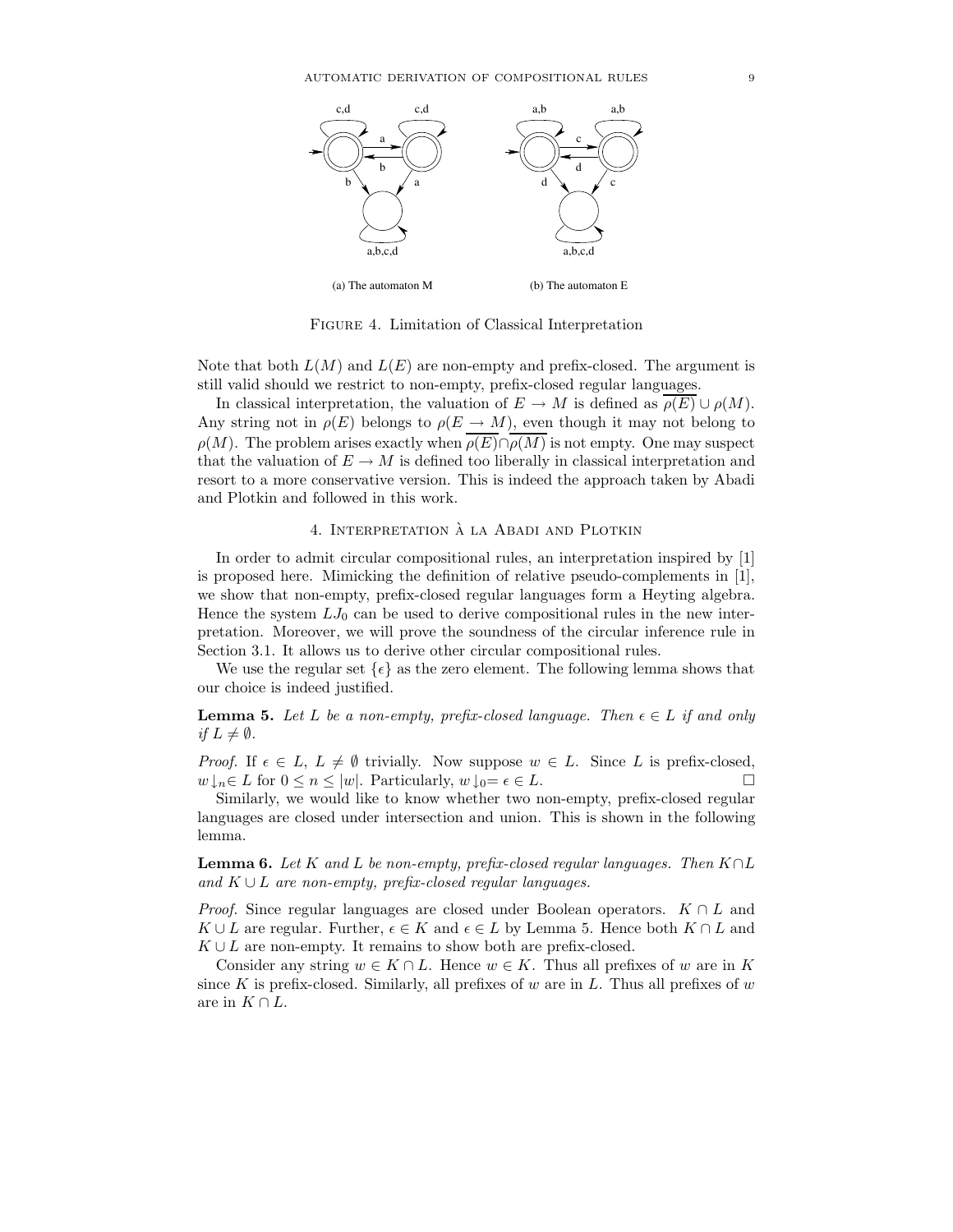(a) The automaton M

(b) The automaton E

Figure 4. Limitation of Classical Interpretation

Note that both $L(M)$ and $L(E)$ are non-empty and prefix-closed. The argument is still valid should we restrict to non-empty, prefix-closed regular languages.

In classical interpretation, the valuation of $E \to M$ is defined as $\overline{\rho(E)} \cup \rho(M)$. Any string not in $\rho(E)$ belongs to $\rho(E \to M)$, even though it may not belong to $\rho(M)$. The problem arises exactly when $\overline{\rho(E)} \cap \overline{\rho(M)}$ is not empty. One may suspect that the valuation of $E \to M$ is defined too liberally in classical interpretation and resort to a more conservative version. This is indeed the approach taken by Abadi and Plotkin and followed in this work.

## 4. Interpretation à la Abadi and Plotkin

In order to admit circular compositional rules, an interpretation inspired by [1] is proposed here. Mimicking the definition of relative pseudo-complements in [1], we show that non-empty, prefix-closed regular languages form a Heyting algebra. Hence the system $LJ_0$ can be used to derive compositional rules in the new interpretation. Moreover, we will prove the soundness of the circular inference rule in Section 3.1. It allows us to derive other circular compositional rules.

We use the regular set $\{\epsilon\}$ as the zero element. The following lemma shows that our choice is indeed justified.

**Lemma 5.** *Let $L$ be a non-empty, prefix-closed language. Then $\epsilon \in L$ if and only if $L \neq \emptyset$.*

*Proof.* If $\epsilon \in L$, $L \neq \emptyset$ trivially. Now suppose $w \in L$. Since $L$ is prefix-closed, $w\downarrow_n \in L$ for $0 \leq n \leq |w|$. Particularly, $w\downarrow_0 = \epsilon \in L$. □

Similarly, we would like to know whether two non-empty, prefix-closed regular languages are closed under intersection and union. This is shown in the following lemma.

**Lemma 6.** *Let $K$ and $L$ be non-empty, prefix-closed regular languages. Then $K \cap L$ and $K \cup L$ are non-empty, prefix-closed regular languages.*

*Proof.* Since regular languages are closed under Boolean operators. $K \cap L$ and $K \cup L$ are regular. Further, $\epsilon \in K$ and $\epsilon \in L$ by Lemma 5. Hence both $K \cap L$ and $K \cup L$ are non-empty. It remains to show both are prefix-closed.

Consider any string $w \in K \cap L$. Hence $w \in K$. Thus all prefixes of $w$ are in $K$ since $K$ is prefix-closed. Similarly, all prefixes of $w$ are in $L$. Thus all prefixes of $w$ are in $K \cap L$.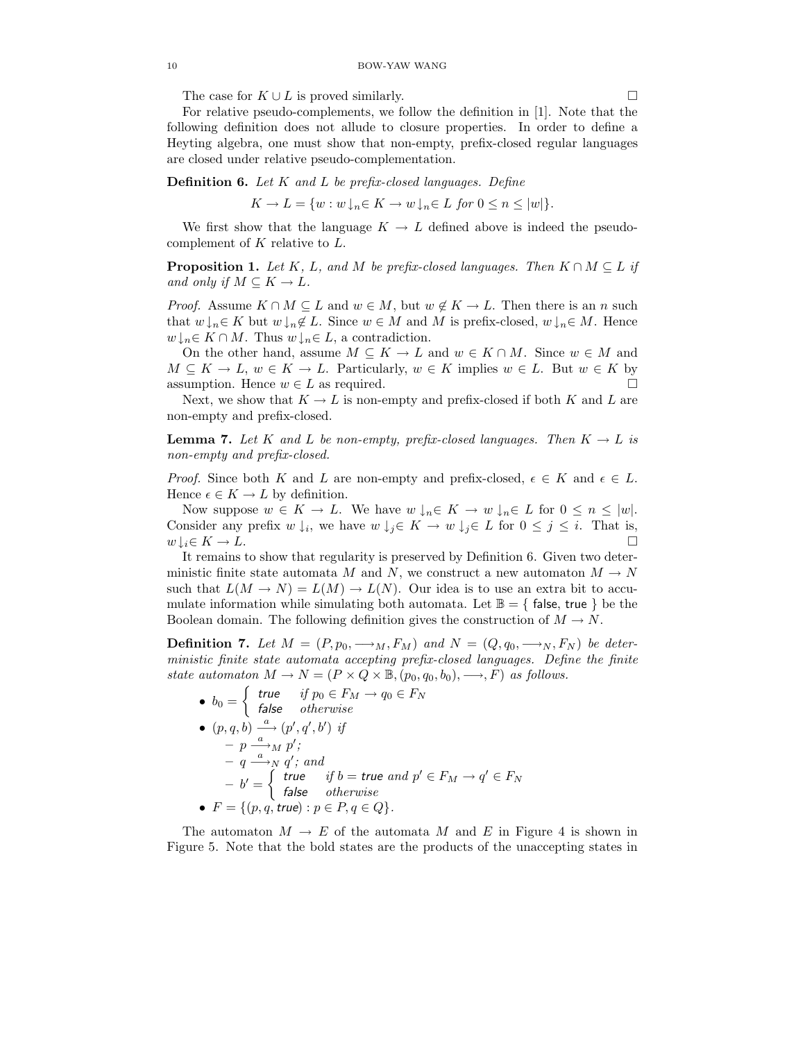The case for $K \cup L$ is proved similarly. □

For relative pseudo-complements, we follow the definition in [1]. Note that the following definition does not allude to closure properties. In order to define a Heyting algebra, one must show that non-empty, prefix-closed regular languages are closed under relative pseudo-complementation.

**Definition 6.** *Let $K$ and $L$ be prefix-closed languages. Define*

$$K \to L = \{w : w\downarrow_n \in K \to w\downarrow_n \in L \text{ for } 0 \leq n \leq |w|\}.$$

We first show that the language $K \to L$ defined above is indeed the pseudo-complement of $K$ relative to $L$.

**Proposition 1.** *Let $K$, $L$, and $M$ be prefix-closed languages. Then $K \cap M \subseteq L$ if and only if $M \subseteq K \to L$.*

*Proof.* Assume $K \cap M \subseteq L$ and $w \in M$, but $w \notin K \to L$. Then there is an $n$ such that $w\downarrow_n \in K$ but $w\downarrow_n \notin L$. Since $w \in M$ and $M$ is prefix-closed, $w\downarrow_n \in M$. Hence $w\downarrow_n \in K \cap M$. Thus $w\downarrow_n \in L$, a contradiction.

On the other hand, assume $M \subseteq K \to L$ and $w \in K \cap M$. Since $w \in M$ and $M \subseteq K \to L$, $w \in K \to L$. Particularly, $w \in K$ implies $w \in L$. But $w \in K$ by assumption. Hence $w \in L$ as required. □

Next, we show that $K \to L$ is non-empty and prefix-closed if both $K$ and $L$ are non-empty and prefix-closed.

**Lemma 7.** *Let $K$ and $L$ be non-empty, prefix-closed languages. Then $K \to L$ is non-empty and prefix-closed.*

*Proof.* Since both $K$ and $L$ are non-empty and prefix-closed, $\epsilon \in K$ and $\epsilon \in L$. Hence $\epsilon \in K \to L$ by definition.

Now suppose $w \in K \to L$. We have $w\downarrow_n \in K \to w\downarrow_n \in L$ for $0 \leq n \leq |w|$. Consider any prefix $w\downarrow_i$, we have $w\downarrow_j \in K \to w\downarrow_j \in L$ for $0 \leq j \leq i$. That is, $w\downarrow_i \in K \to L$. □

It remains to show that regularity is preserved by Definition 6. Given two deterministic finite state automata $M$ and $N$, we construct a new automaton $M \to N$ such that $L(M \to N) = L(M) \to L(N)$. Our idea is to use an extra bit to accumulate information while simulating both automata. Let $\mathbb{B} = \{ \mathsf{false}, \mathsf{true} \}$ be the Boolean domain. The following definition gives the construction of $M \to N$.

**Definition 7.** *Let $M = (P, p_0, \longrightarrow_M, F_M)$ and $N = (Q, q_0, \longrightarrow_N, F_N)$ be deterministic finite state automata accepting prefix-closed languages. Define the finite state automaton $M \to N = (P \times Q \times \mathbb{B}, (p_0, q_0, b_0), \longrightarrow, F)$ as follows.*

- $b_0 = \begin{cases} \mathsf{true} & \text{if } p_0 \in F_M \to q_0 \in F_N \\ \mathsf{false} & \text{otherwise} \end{cases}$
- $(p, q, b) \xrightarrow{a} (p', q', b')$ *if*
  - $p \xrightarrow{a}_M p'$;
  - $q \xrightarrow{a}_N q'$; *and*
  - $b' = \begin{cases} \mathsf{true} & \text{if } b = \mathsf{true} \text{ and } p' \in F_M \to q' \in F_N \\ \mathsf{false} & \text{otherwise} \end{cases}$
- $F = \{(p, q, \mathsf{true}) : p \in P, q \in Q\}$.

The automaton $M \to E$ of the automata $M$ and $E$ in Figure 4 is shown in Figure 5. Note that the bold states are the products of the unaccepting states in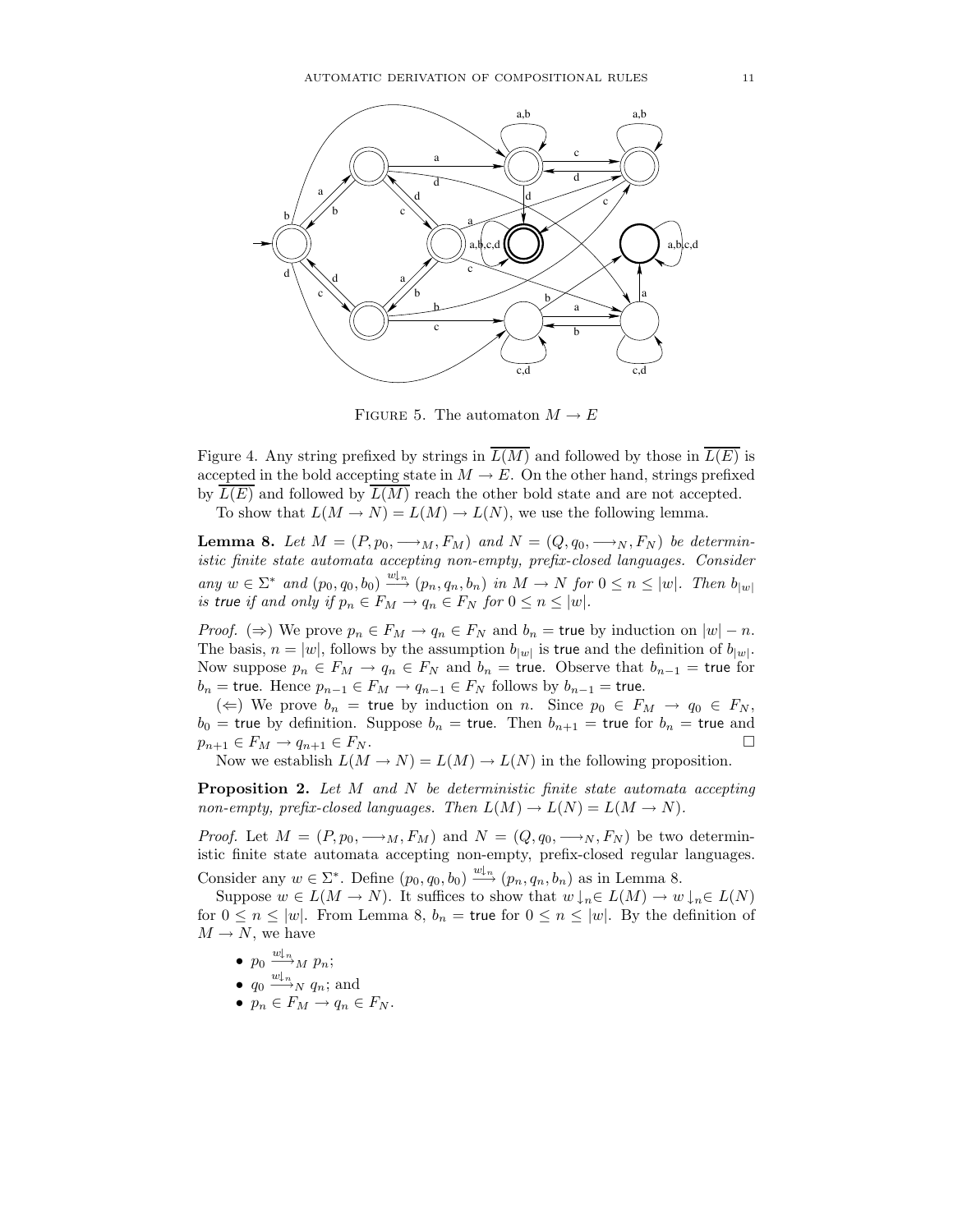FIGURE 5. The automaton $M \to E$

Figure 4. Any string prefixed by strings in $\overline{L(M)}$ and followed by those in $\overline{L(E)}$ is accepted in the bold accepting state in $M \to E$. On the other hand, strings prefixed by $\overline{L(E)}$ and followed by $\overline{L(M)}$ reach the other bold state and are not accepted.

To show that $L(M \to N) = L(M) \to L(N)$, we use the following lemma.

**Lemma 8.** *Let $M = (P, p_0, \longrightarrow_M, F_M)$ and $N = (Q, q_0, \longrightarrow_N, F_N)$ be deterministic finite state automata accepting non-empty, prefix-closed languages. Consider any $w \in \Sigma^*$ and $(p_0, q_0, b_0) \xrightarrow{w\downarrow_n} (p_n, q_n, b_n)$ in $M \to N$ for $0 \leq n \leq |w|$. Then $b_{|w|}$ is* true *if and only if $p_n \in F_M \to q_n \in F_N$ for $0 \leq n \leq |w|$.*

*Proof.* ($\Rightarrow$) We prove $p_n \in F_M \to q_n \in F_N$ and $b_n = \mathsf{true}$ by induction on $|w| - n$. The basis, $n = |w|$, follows by the assumption $b_{|w|}$ is true and the definition of $b_{|w|}$. Now suppose $p_n \in F_M \to q_n \in F_N$ and $b_n = \mathsf{true}$. Observe that $b_{n-1} = \mathsf{true}$ for $b_n = \mathsf{true}$. Hence $p_{n-1} \in F_M \to q_{n-1} \in F_N$ follows by $b_{n-1} = \mathsf{true}$.

($\Leftarrow$) We prove $b_n = \mathsf{true}$ by induction on $n$. Since $p_0 \in F_M \to q_0 \in F_N$, $b_0 = \mathsf{true}$ by definition. Suppose $b_n = \mathsf{true}$. Then $b_{n+1} = \mathsf{true}$ for $b_n = \mathsf{true}$ and $p_{n+1} \in F_M \to q_{n+1} \in F_N$. □

Now we establish $L(M \to N) = L(M) \to L(N)$ in the following proposition.

**Proposition 2.** *Let $M$ and $N$ be deterministic finite state automata accepting non-empty, prefix-closed languages. Then $L(M) \to L(N) = L(M \to N)$.*

*Proof.* Let $M = (P, p_0, \longrightarrow_M, F_M)$ and $N = (Q, q_0, \longrightarrow_N, F_N)$ be two deterministic finite state automata accepting non-empty, prefix-closed regular languages. Consider any $w \in \Sigma^*$. Define $(p_0, q_0, b_0) \xrightarrow{w\downarrow_n} (p_n, q_n, b_n)$ as in Lemma 8.

Suppose $w \in L(M \to N)$. It suffices to show that $w\downarrow_n \in L(M) \to w\downarrow_n \in L(N)$ for $0 \leq n \leq |w|$. From Lemma 8, $b_n = \mathsf{true}$ for $0 \leq n \leq |w|$. By the definition of $M \to N$, we have

- $p_0 \xrightarrow{w\downarrow_n}_M p_n$;
- $q_0 \xrightarrow{w\downarrow_n}_N q_n$; and
- $p_n \in F_M \to q_n \in F_N$.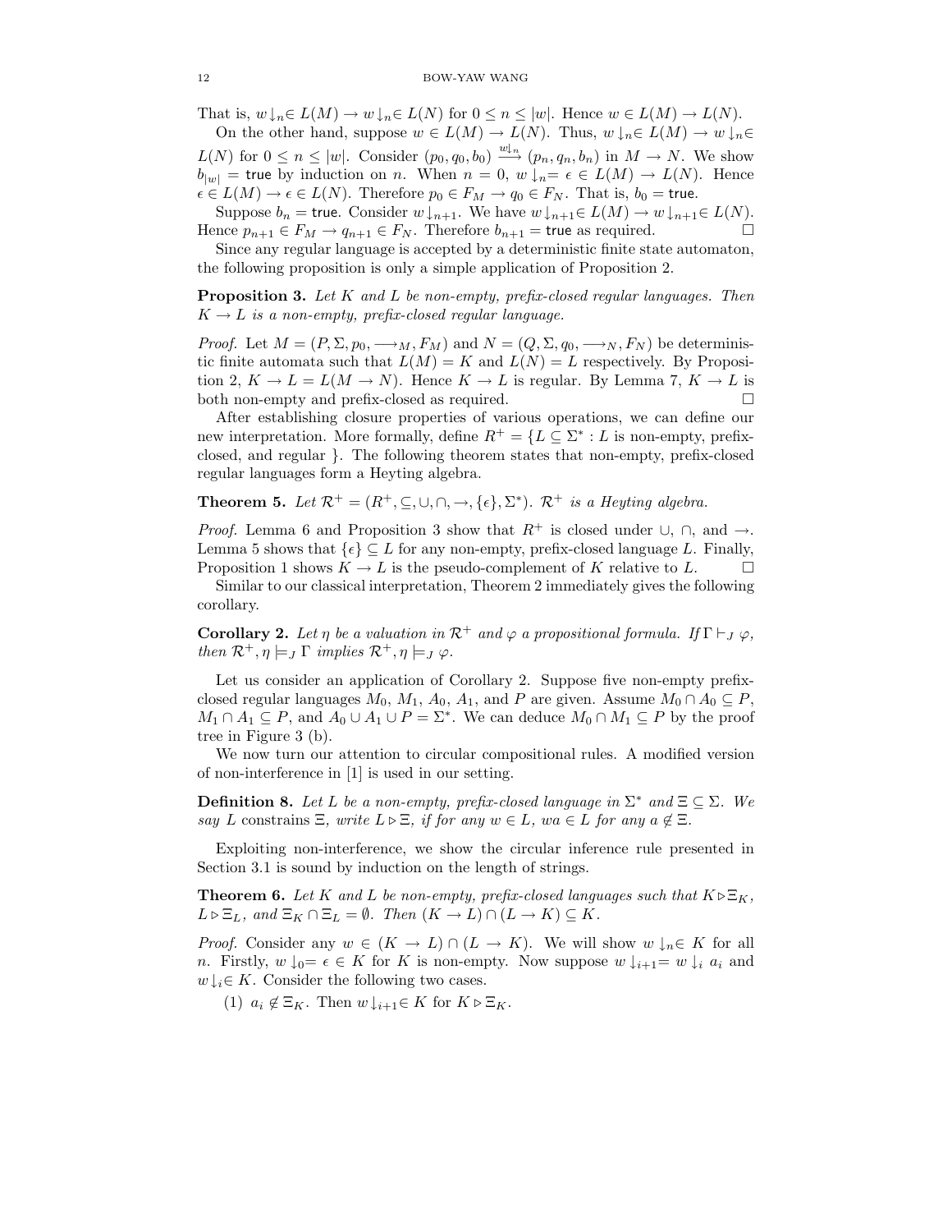That is, $w\downarrow_n \in L(M) \to w\downarrow_n \in L(N)$ for $0 \leq n \leq |w|$. Hence $w \in L(M) \to L(N)$.

On the other hand, suppose $w \in L(M) \to L(N)$. Thus, $w\downarrow_n \in L(M) \to w\downarrow_n \in L(N)$ for $0 \leq n \leq |w|$. Consider $(p_0, q_0, b_0) \xrightarrow{w\downarrow_n} (p_n, q_n, b_n)$ in $M \to N$. We show $b_{|w|} = \mathsf{true}$ by induction on $n$. When $n = 0$, $w\downarrow_n = \epsilon \in L(M) \to L(N)$. Hence $\epsilon \in L(M) \to \epsilon \in L(N)$. Therefore $p_0 \in F_M \to q_0 \in F_N$. That is, $b_0 = \mathsf{true}$.

Suppose $b_n = \mathsf{true}$. Consider $w\downarrow_{n+1}$. We have $w\downarrow_{n+1} \in L(M) \to w\downarrow_{n+1} \in L(N)$. Hence $p_{n+1} \in F_M \to q_{n+1} \in F_N$. Therefore $b_{n+1} = \mathsf{true}$ as required. □

Since any regular language is accepted by a deterministic finite state automaton, the following proposition is only a simple application of Proposition 2.

**Proposition 3.** *Let $K$ and $L$ be non-empty, prefix-closed regular languages. Then $K \to L$ is a non-empty, prefix-closed regular language.*

*Proof.* Let $M = (P, \Sigma, p_0, \longrightarrow_M, F_M)$ and $N = (Q, \Sigma, q_0, \longrightarrow_N, F_N)$ be deterministic finite automata such that $L(M) = K$ and $L(N) = L$ respectively. By Proposition 2, $K \to L = L(M \to N)$. Hence $K \to L$ is regular. By Lemma 7, $K \to L$ is both non-empty and prefix-closed as required. □

After establishing closure properties of various operations, we can define our new interpretation. More formally, define $R^+ = \{L \subseteq \Sigma^* : L \text{ is non-empty, prefix-closed, and regular }\}$. The following theorem states that non-empty, prefix-closed regular languages form a Heyting algebra.

**Theorem 5.** *Let $\mathcal{R}^+ = (R^+, \subseteq, \cup, \cap, \to, \{\epsilon\}, \Sigma^*)$. $\mathcal{R}^+$ is a Heyting algebra.*

*Proof.* Lemma 6 and Proposition 3 show that $R^+$ is closed under $\cup$, $\cap$, and $\to$. Lemma 5 shows that $\{\epsilon\} \subseteq L$ for any non-empty, prefix-closed language $L$. Finally, Proposition 1 shows $K \to L$ is the pseudo-complement of $K$ relative to $L$. □

Similar to our classical interpretation, Theorem 2 immediately gives the following corollary.

**Corollary 2.** *Let $\eta$ be a valuation in $\mathcal{R}^+$ and $\varphi$ a propositional formula. If $\Gamma \vdash_J \varphi$, then $\mathcal{R}^+, \eta \models_J \Gamma$ implies $\mathcal{R}^+, \eta \models_J \varphi$.*

Let us consider an application of Corollary 2. Suppose five non-empty prefix-closed regular languages $M_0$, $M_1$, $A_0$, $A_1$, and $P$ are given. Assume $M_0 \cap A_0 \subseteq P$, $M_1 \cap A_1 \subseteq P$, and $A_0 \cup A_1 \cup P = \Sigma^*$. We can deduce $M_0 \cap M_1 \subseteq P$ by the proof tree in Figure 3 (b).

We now turn our attention to circular compositional rules. A modified version of non-interference in [1] is used in our setting.

**Definition 8.** *Let $L$ be a non-empty, prefix-closed language in $\Sigma^*$ and $\Xi \subseteq \Sigma$. We say $L$ constrains $\Xi$, write $L \rhd \Xi$, if for any $w \in L$, $wa \in L$ for any $a \notin \Xi$.*

Exploiting non-interference, we show the circular inference rule presented in Section 3.1 is sound by induction on the length of strings.

**Theorem 6.** *Let $K$ and $L$ be non-empty, prefix-closed languages such that $K \rhd \Xi_K$, $L \rhd \Xi_L$, and $\Xi_K \cap \Xi_L = \emptyset$. Then $(K \to L) \cap (L \to K) \subseteq K$.*

*Proof.* Consider any $w \in (K \to L) \cap (L \to K)$. We will show $w\downarrow_n \in K$ for all $n$. Firstly, $w\downarrow_0 = \epsilon \in K$ for $K$ is non-empty. Now suppose $w\downarrow_{i+1} = w\downarrow_i a_i$ and $w\downarrow_i \in K$. Consider the following two cases.

(1) $a_i \notin \Xi_K$. Then $w\downarrow_{i+1} \in K$ for $K \rhd \Xi_K$.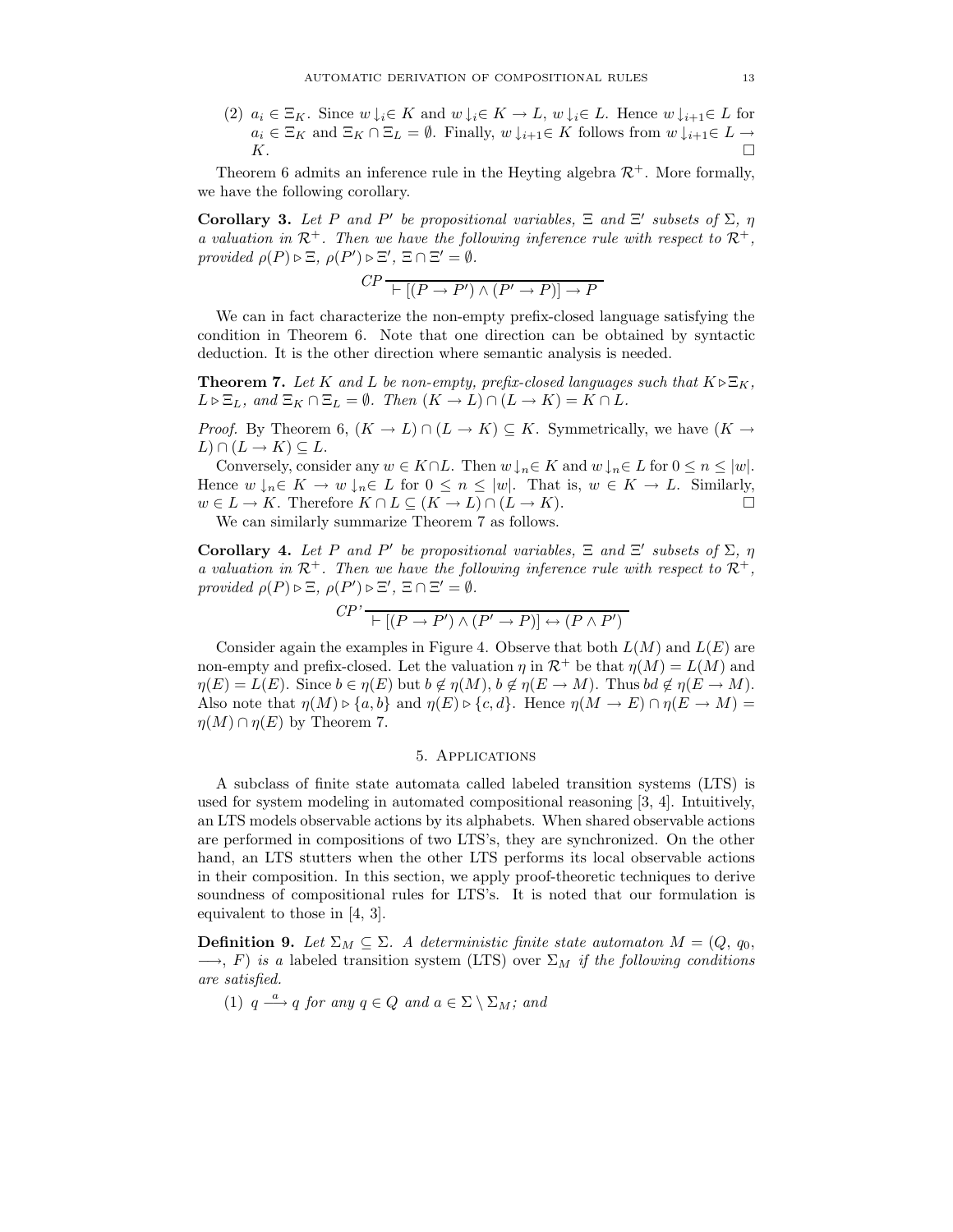(2) $a_i \in \Xi_K$. Since $w\downarrow_i \in K$ and $w\downarrow_i \in K \to L$, $w\downarrow_i \in L$. Hence $w\downarrow_{i+1} \in L$ for $a_i \in \Xi_K$ and $\Xi_K \cap \Xi_L = \emptyset$. Finally, $w\downarrow_{i+1} \in K$ follows from $w\downarrow_{i+1} \in L \to K$. □

Theorem 6 admits an inference rule in the Heyting algebra $\mathcal{R}^+$. More formally, we have the following corollary.

**Corollary 3.** *Let $P$ and $P'$ be propositional variables, $\Xi$ and $\Xi'$ subsets of $\Sigma$, $\eta$ a valuation in $\mathcal{R}^+$. Then we have the following inference rule with respect to $\mathcal{R}^+$, provided $\rho(P) \rhd \Xi$, $\rho(P') \rhd \Xi'$, $\Xi \cap \Xi' = \emptyset$.*

$$CP \frac{}{\vdash [(P \to P') \land (P' \to P)] \to P}$$

We can in fact characterize the non-empty prefix-closed language satisfying the condition in Theorem 6. Note that one direction can be obtained by syntactic deduction. It is the other direction where semantic analysis is needed.

**Theorem 7.** *Let $K$ and $L$ be non-empty, prefix-closed languages such that $K \rhd \Xi_K$, $L \rhd \Xi_L$, and $\Xi_K \cap \Xi_L = \emptyset$. Then $(K \to L) \cap (L \to K) = K \cap L$.*

*Proof.* By Theorem 6, $(K \to L) \cap (L \to K) \subseteq K$. Symmetrically, we have $(K \to L) \cap (L \to K) \subseteq L$.

Conversely, consider any $w \in K \cap L$. Then $w\downarrow_n \in K$ and $w\downarrow_n \in L$ for $0 \leq n \leq |w|$. Hence $w\downarrow_n \in K \to w\downarrow_n \in L$ for $0 \leq n \leq |w|$. That is, $w \in K \to L$. Similarly, $w \in L \to K$. Therefore $K \cap L \subseteq (K \to L) \cap (L \to K)$. □

We can similarly summarize Theorem 7 as follows.

**Corollary 4.** *Let $P$ and $P'$ be propositional variables, $\Xi$ and $\Xi'$ subsets of $\Sigma$, $\eta$ a valuation in $\mathcal{R}^+$. Then we have the following inference rule with respect to $\mathcal{R}^+$, provided $\rho(P) \rhd \Xi$, $\rho(P') \rhd \Xi'$, $\Xi \cap \Xi' = \emptyset$.*

$$CP' \frac{}{\vdash [(P \to P') \land (P' \to P)] \leftrightarrow (P \land P')}$$

Consider again the examples in Figure 4. Observe that both $L(M)$ and $L(E)$ are non-empty and prefix-closed. Let the valuation $\eta$ in $\mathcal{R}^+$ be that $\eta(M) = L(M)$ and $\eta(E) = L(E)$. Since $b \in \eta(E)$ but $b \notin \eta(M)$, $b \notin \eta(E \to M)$. Thus $bd \notin \eta(E \to M)$. Also note that $\eta(M) \rhd \{a, b\}$ and $\eta(E) \rhd \{c, d\}$. Hence $\eta(M \to E) \cap \eta(E \to M) = \eta(M) \cap \eta(E)$ by Theorem 7.

## 5. Applications

A subclass of finite state automata called labeled transition systems (LTS) is used for system modeling in automated compositional reasoning [3, 4]. Intuitively, an LTS models observable actions by its alphabets. When shared observable actions are performed in compositions of two LTS's, they are synchronized. On the other hand, an LTS stutters when the other LTS performs its local observable actions in their composition. In this section, we apply proof-theoretic techniques to derive soundness of compositional rules for LTS's. It is noted that our formulation is equivalent to those in [4, 3].

**Definition 9.** *Let $\Sigma_M \subseteq \Sigma$. A deterministic finite state automaton $M = (Q, q_0, \longrightarrow, F)$ is a* labeled transition system (LTS) over $\Sigma_M$ *if the following conditions are satisfied.*

(1) $q \xrightarrow{a} q$ *for any $q \in Q$ and $a \in \Sigma \setminus \Sigma_M$; and*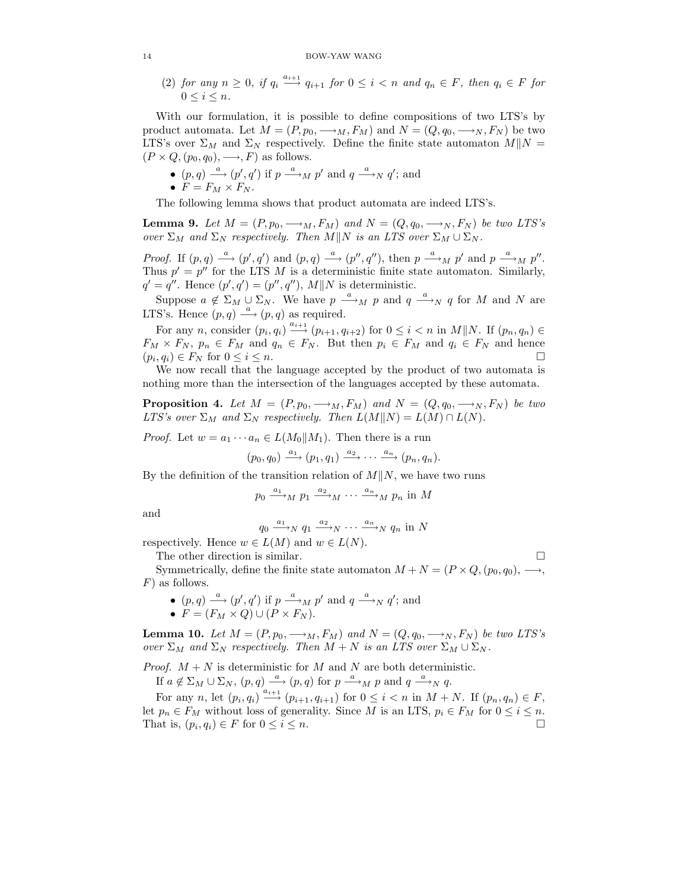(2) *for any $n \geq 0$, if $q_i \xrightarrow{a_{i+1}} q_{i+1}$ for $0 \leq i < n$ and $q_n \in F$, then $q_i \in F$ for $0 \leq i \leq n$.*

With our formulation, it is possible to define compositions of two LTS's by product automata. Let $M = (P, p_0, \longrightarrow_M, F_M)$ and $N = (Q, q_0, \longrightarrow_N, F_N)$ be two LTS's over $\Sigma_M$ and $\Sigma_N$ respectively. Define the finite state automaton $M \| N = (P \times Q, (p_0, q_0), \longrightarrow, F)$ as follows.

- $(p, q) \xrightarrow{a} (p', q')$ if $p \xrightarrow{a}_M p'$ and $q \xrightarrow{a}_N q'$; and
- $F = F_M \times F_N$.

The following lemma shows that product automata are indeed LTS's.

**Lemma 9.** *Let $M = (P, p_0, \longrightarrow_M, F_M)$ and $N = (Q, q_0, \longrightarrow_N, F_N)$ be two LTS's over $\Sigma_M$ and $\Sigma_N$ respectively. Then $M \| N$ is an LTS over $\Sigma_M \cup \Sigma_N$.*

*Proof.* If $(p, q) \xrightarrow{a} (p', q')$ and $(p, q) \xrightarrow{a} (p'', q'')$, then $p \xrightarrow{a}_M p'$ and $p \xrightarrow{a}_M p''$. Thus $p' = p''$ for the LTS $M$ is a deterministic finite state automaton. Similarly, $q' = q''$. Hence $(p', q') = (p'', q'')$, $M \| N$ is deterministic.

Suppose $a \notin \Sigma_M \cup \Sigma_N$. We have $p \xrightarrow{a}_M p$ and $q \xrightarrow{a}_N q$ for $M$ and $N$ are LTS's. Hence $(p, q) \xrightarrow{a} (p, q)$ as required.

For any $n$, consider $(p_i, q_i) \xrightarrow{a_{i+1}} (p_{i+1}, q_{i+2})$ for $0 \leq i < n$ in $M \| N$. If $(p_n, q_n) \in F_M \times F_N$, $p_n \in F_M$ and $q_n \in F_N$. But then $p_i \in F_M$ and $q_i \in F_N$ and hence $(p_i, q_i) \in F_N$ for $0 \leq i \leq n$. □

We now recall that the language accepted by the product of two automata is nothing more than the intersection of the languages accepted by these automata.

**Proposition 4.** *Let $M = (P, p_0, \longrightarrow_M, F_M)$ and $N = (Q, q_0, \longrightarrow_N, F_N)$ be two LTS's over $\Sigma_M$ and $\Sigma_N$ respectively. Then $L(M \| N) = L(M) \cap L(N)$.*

*Proof.* Let $w = a_1 \cdots a_n \in L(M_0 \| M_1)$. Then there is a run

$$(p_0, q_0) \xrightarrow{a_1} (p_1, q_1) \xrightarrow{a_2} \cdots \xrightarrow{a_n} (p_n, q_n).$$

By the definition of the transition relation of $M \| N$, we have two runs

$$p_0 \xrightarrow{a_1}_M p_1 \xrightarrow{a_2}_M \cdots \xrightarrow{a_n}_M p_n \text{ in } M$$

and

$$q_0 \xrightarrow{a_1}_N q_1 \xrightarrow{a_2}_N \cdots \xrightarrow{a_n}_N q_n \text{ in } N$$

respectively. Hence $w \in L(M)$ and $w \in L(N)$.

The other direction is similar. □

Symmetrically, define the finite state automaton $M + N = (P \times Q, (p_0, q_0), \longrightarrow, F)$ as follows.

- $(p, q) \xrightarrow{a} (p', q')$ if $p \xrightarrow{a}_M p'$ and $q \xrightarrow{a}_N q'$; and
- $F = (F_M \times Q) \cup (P \times F_N)$.

**Lemma 10.** *Let $M = (P, p_0, \longrightarrow_M, F_M)$ and $N = (Q, q_0, \longrightarrow_N, F_N)$ be two LTS's over $\Sigma_M$ and $\Sigma_N$ respectively. Then $M + N$ is an LTS over $\Sigma_M \cup \Sigma_N$.*

*Proof.* $M + N$ is deterministic for $M$ and $N$ are both deterministic.

If $a \notin \Sigma_M \cup \Sigma_N$, $(p, q) \xrightarrow{a} (p, q)$ for $p \xrightarrow{a}_M p$ and $q \xrightarrow{a}_N q$.

For any $n$, let $(p_i, q_i) \xrightarrow{a_{i+1}} (p_{i+1}, q_{i+1})$ for $0 \leq i < n$ in $M + N$. If $(p_n, q_n) \in F$, let $p_n \in F_M$ without loss of generality. Since $M$ is an LTS, $p_i \in F_M$ for $0 \leq i \leq n$. That is, $(p_i, q_i) \in F$ for $0 \leq i \leq n$. □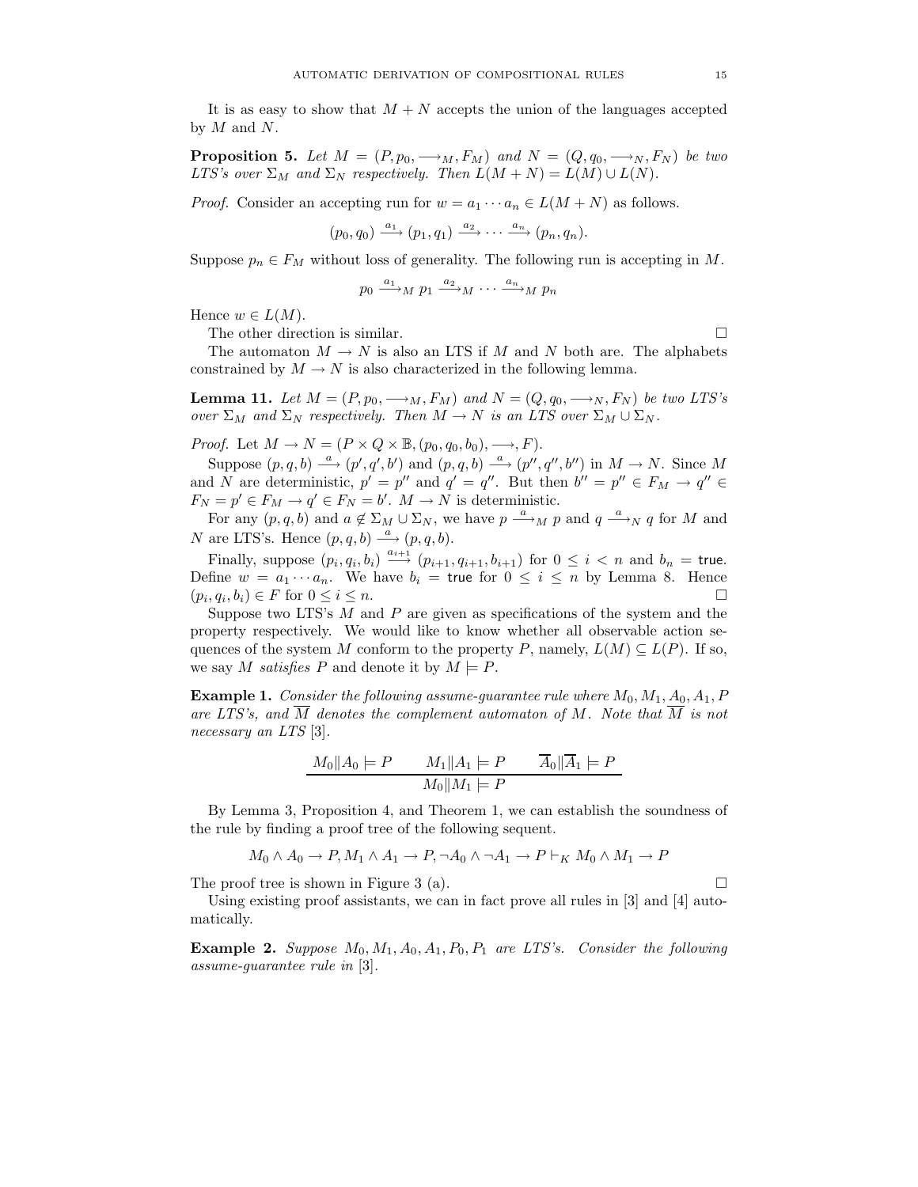It is as easy to show that $M + N$ accepts the union of the languages accepted by $M$ and $N$.

**Proposition 5.** *Let $M = (P, p_0, \longrightarrow_M, F_M)$ and $N = (Q, q_0, \longrightarrow_N, F_N)$ be two LTS's over $\Sigma_M$ and $\Sigma_N$ respectively. Then $L(M + N) = L(M) \cup L(N)$.*

*Proof.* Consider an accepting run for $w = a_1 \cdots a_n \in L(M + N)$ as follows.

$$(p_0, q_0) \xrightarrow{a_1} (p_1, q_1) \xrightarrow{a_2} \cdots \xrightarrow{a_n} (p_n, q_n).$$

Suppose $p_n \in F_M$ without loss of generality. The following run is accepting in $M$.

$$p_0 \xrightarrow{a_1}_M p_1 \xrightarrow{a_2}_M \cdots \xrightarrow{a_n}_M p_n$$

Hence $w \in L(M)$.

The other direction is similar. $\square$

The automaton $M \to N$ is also an LTS if $M$ and $N$ both are. The alphabets constrained by $M \to N$ is also characterized in the following lemma.

**Lemma 11.** *Let $M = (P, p_0, \longrightarrow_M, F_M)$ and $N = (Q, q_0, \longrightarrow_N, F_N)$ be two LTS's over $\Sigma_M$ and $\Sigma_N$ respectively. Then $M \to N$ is an LTS over $\Sigma_M \cup \Sigma_N$.*

*Proof.* Let $M \to N = (P \times Q \times \mathbb{B}, (p_0, q_0, b_0), \longrightarrow, F)$.

Suppose $(p, q, b) \xrightarrow{a} (p', q', b')$ and $(p, q, b) \xrightarrow{a} (p'', q'', b'')$ in $M \to N$. Since $M$ and $N$ are deterministic, $p' = p''$ and $q' = q''$. But then $b'' = p'' \in F_M \to q'' \in F_N = p' \in F_M \to q' \in F_N = b'$. $M \to N$ is deterministic.

For any $(p, q, b)$ and $a \notin \Sigma_M \cup \Sigma_N$, we have $p \xrightarrow{a}_M p$ and $q \xrightarrow{a}_N q$ for $M$ and $N$ are LTS's. Hence $(p, q, b) \xrightarrow{a} (p, q, b)$.

Finally, suppose $(p_i, q_i, b_i) \xrightarrow{a_{i+1}} (p_{i+1}, q_{i+1}, b_{i+1})$ for $0 \leq i < n$ and $b_n = \mathsf{true}$. Define $w = a_1 \cdots a_n$. We have $b_i = \mathsf{true}$ for $0 \leq i \leq n$ by Lemma 8. Hence $(p_i, q_i, b_i) \in F$ for $0 \leq i \leq n$. $\square$

Suppose two LTS's $M$ and $P$ are given as specifications of the system and the property respectively. We would like to know whether all observable action sequences of the system $M$ conform to the property $P$, namely, $L(M) \subseteq L(P)$. If so, we say $M$ *satisfies* $P$ and denote it by $M \models P$.

**Example 1.** *Consider the following assume-guarantee rule where $M_0, M_1, A_0, A_1, P$ are LTS's, and $\overline{M}$ denotes the complement automaton of $M$. Note that $\overline{M}$ is not necessary an LTS* [3].

$$\frac{M_0 \| A_0 \models P \qquad M_1 \| A_1 \models P \qquad \overline{A}_0 \| \overline{A}_1 \models P}{M_0 \| M_1 \models P}$$

By Lemma 3, Proposition 4, and Theorem 1, we can establish the soundness of the rule by finding a proof tree of the following sequent.

$$M_0 \wedge A_0 \to P, M_1 \wedge A_1 \to P, \neg A_0 \wedge \neg A_1 \to P \vdash_K M_0 \wedge M_1 \to P$$

The proof tree is shown in Figure 3 (a). $\square$

Using existing proof assistants, we can in fact prove all rules in [3] and [4] automatically.

**Example 2.** *Suppose $M_0, M_1, A_0, A_1, P_0, P_1$ are LTS's. Consider the following assume-guarantee rule in* [3].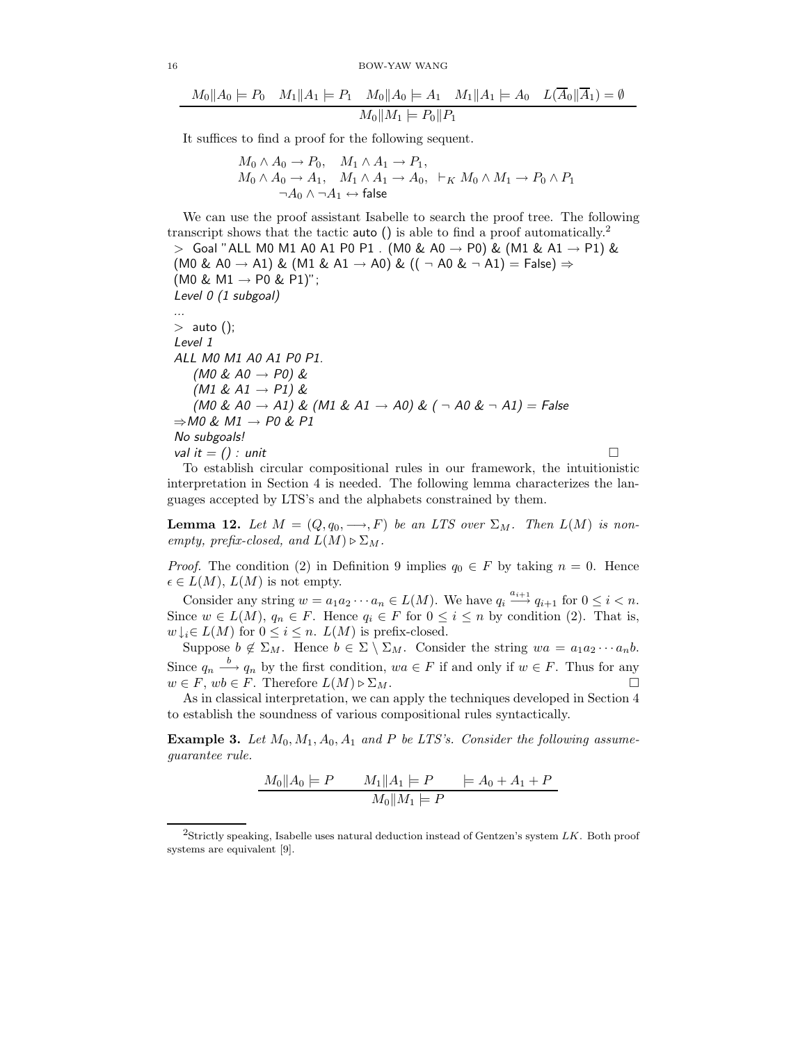$$\frac{M_0 \| A_0 \models P_0 \quad M_1 \| A_1 \models P_1 \quad M_0 \| A_0 \models A_1 \quad M_1 \| A_1 \models A_0 \quad L(\overline{A}_0 \| \overline{A}_1) = \emptyset}{M_0 \| M_1 \models P_0 \| P_1}$$

It suffices to find a proof for the following sequent.

$$\begin{array}{l} M_0 \wedge A_0 \rightarrow P_0, \quad M_1 \wedge A_1 \rightarrow P_1, \\ M_0 \wedge A_0 \rightarrow A_1, \quad M_1 \wedge A_1 \rightarrow A_0, \ \vdash_K M_0 \wedge M_1 \rightarrow P_0 \wedge P_1 \\ \neg A_0 \wedge \neg A_1 \leftrightarrow \mathsf{false} \end{array}$$

We can use the proof assistant Isabelle to search the proof tree. The following transcript shows that the tactic auto () is able to find a proof automatically.[2]

```
> Goal "ALL M0 M1 A0 A1 P0 P1 . (M0 & A0 → P0) & (M1 & A1 → P1) &
(M0 & A0 → A1) & (M1 & A1 → A0) & (( ¬ A0 & ¬ A1) = False) ⇒
(M0 & M1 → P0 & P1)";
Level 0 (1 subgoal)
...
> auto ();
Level 1
ALL M0 M1 A0 A1 P0 P1.
   (M0 & A0 → P0) &
   (M1 & A1 → P1) &
   (M0 & A0 → A1) & (M1 & A1 → A0) & ( ¬ A0 & ¬ A1) = False
⇒M0 & M1 → P0 & P1
No subgoals!
val it = () : unit
```

□

To establish circular compositional rules in our framework, the intuitionistic interpretation in Section 4 is needed. The following lemma characterizes the languages accepted by LTS's and the alphabets constrained by them.

**Lemma 12.** *Let $M = (Q, q_0, \longrightarrow, F)$ be an LTS over $\Sigma_M$. Then $L(M)$ is nonempty, prefix-closed, and $L(M) \triangleright \Sigma_M$.*

*Proof.* The condition (2) in Definition 9 implies $q_0 \in F$ by taking $n = 0$. Hence $\epsilon \in L(M)$, $L(M)$ is not empty.

Consider any string $w = a_1 a_2 \cdots a_n \in L(M)$. We have $q_i \xrightarrow{a_{i+1}} q_{i+1}$ for $0 \leq i < n$. Since $w \in L(M)$, $q_n \in F$. Hence $q_i \in F$ for $0 \leq i \leq n$ by condition (2). That is, $w\downarrow_i \in L(M)$ for $0 \leq i \leq n$. $L(M)$ is prefix-closed.

Suppose $b \notin \Sigma_M$. Hence $b \in \Sigma \setminus \Sigma_M$. Consider the string $wa = a_1 a_2 \cdots a_n b$. Since $q_n \xrightarrow{b} q_n$ by the first condition, $wa \in F$ if and only if $w \in F$. Thus for any $w \in F$, $wb \in F$. Therefore $L(M) \triangleright \Sigma_M$. □

As in classical interpretation, we can apply the techniques developed in Section 4 to establish the soundness of various compositional rules syntactically.

**Example 3.** *Let $M_0, M_1, A_0, A_1$ and $P$ be LTS's. Consider the following assume-guarantee rule.*

$$\frac{M_0 \| A_0 \models P \qquad M_1 \| A_1 \models P \qquad \models A_0 + A_1 + P}{M_0 \| M_1 \models P}$$

[2] Strictly speaking, Isabelle uses natural deduction instead of Gentzen's system $LK$. Both proof systems are equivalent [9].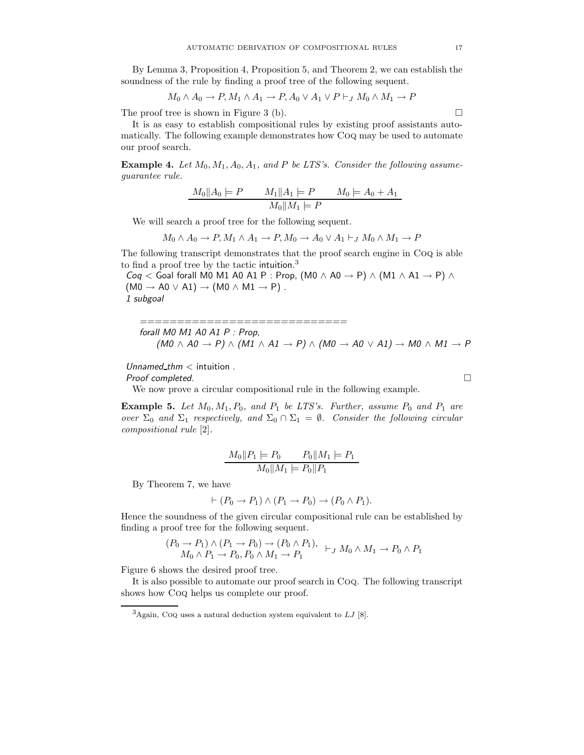By Lemma 3, Proposition 4, Proposition 5, and Theorem 2, we can establish the soundness of the rule by finding a proof tree of the following sequent.

$$M_0 \wedge A_0 \rightarrow P, M_1 \wedge A_1 \rightarrow P, A_0 \vee A_1 \vee P \vdash_J M_0 \wedge M_1 \rightarrow P$$

The proof tree is shown in Figure 3 (b). □

It is as easy to establish compositional rules by existing proof assistants automatically. The following example demonstrates how Coq may be used to automate our proof search.

**Example 4.** *Let $M_0, M_1, A_0, A_1$, and $P$ be LTS's. Consider the following assume-guarantee rule.*

$$\frac{M_0 \| A_0 \models P \qquad M_1 \| A_1 \models P \qquad M_0 \models A_0 + A_1}{M_0 \| M_1 \models P}$$

We will search a proof tree for the following sequent.

$$M_0 \wedge A_0 \rightarrow P, M_1 \wedge A_1 \rightarrow P, M_0 \rightarrow A_0 \vee A_1 \vdash_J M_0 \wedge M_1 \rightarrow P$$

The following transcript demonstrates that the proof search engine in Coq is able to find a proof tree by the tactic intuition.[3]

```
Coq < Goal forall M0 M1 A0 A1 P : Prop, (M0 ∧ A0 → P) ∧ (M1 ∧ A1 → P) ∧
(M0 → A0 ∨ A1) → (M0 ∧ M1 → P) .
1 subgoal

  ============================
  forall M0 M1 A0 A1 P : Prop,
     (M0 ∧ A0 → P) ∧ (M1 ∧ A1 → P) ∧ (M0 → A0 ∨ A1) → M0 ∧ M1 → P

Unnamed_thm < intuition .
Proof completed.
```

□

We now prove a circular compositional rule in the following example.

**Example 5.** *Let $M_0, M_1, P_0$, and $P_1$ be LTS's. Further, assume $P_0$ and $P_1$ are over $\Sigma_0$ and $\Sigma_1$ respectively, and $\Sigma_0 \cap \Sigma_1 = \emptyset$. Consider the following circular compositional rule* [2].

$$\frac{M_0 \| P_1 \models P_0 \qquad P_0 \| M_1 \models P_1}{M_0 \| M_1 \models P_0 \| P_1}$$

By Theorem 7, we have

$$\vdash (P_0 \rightarrow P_1) \wedge (P_1 \rightarrow P_0) \rightarrow (P_0 \wedge P_1).$$

Hence the soundness of the given circular compositional rule can be established by finding a proof tree for the following sequent.

$$\begin{array}{c}(P_0 \rightarrow P_1) \wedge (P_1 \rightarrow P_0) \rightarrow (P_0 \wedge P_1), \\ M_0 \wedge P_1 \rightarrow P_0, P_0 \wedge M_1 \rightarrow P_1\end{array} \vdash_J M_0 \wedge M_1 \rightarrow P_0 \wedge P_1$$

Figure 6 shows the desired proof tree.

It is also possible to automate our proof search in Coq. The following transcript shows how Coq helps us complete our proof.

[3] Again, Coq uses a natural deduction system equivalent to $LJ$ [8].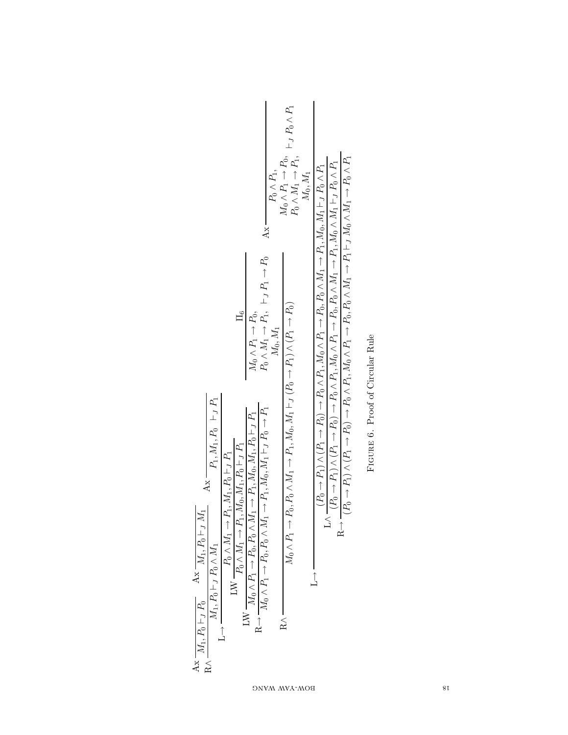$$
\dfrac{
  \dfrac{
    \dfrac{
      \dfrac{
        \dfrac{
          \dfrac{
            \dfrac{}{M_1, P_0 \vdash_J P_0}\;\text{Ax}
            \qquad
            \dfrac{}{M_1, P_0 \vdash_J M_1}\;\text{Ax}
          }{M_1, P_0 \vdash_J P_0 \wedge M_1}\;\text{R}\wedge
          \qquad
          \dfrac{}{P_1, M_1, P_0 \vdash_J P_1}\;\text{Ax}
        }{P_0 \wedge M_1 \to P_1, M_1, P_0 \vdash_J P_1}\;\text{L}\to
      }{P_0 \wedge M_1 \to P_1, M_0, M_1, P_0 \vdash_J P_1}\;\text{LW}
    }{M_0 \wedge P_1 \to P_0, P_0 \wedge M_1 \to P_1, M_0, M_1, P_0 \vdash_J P_1}\;\text{LW}
  }{M_0 \wedge P_1 \to P_0, P_0 \wedge M_1 \to P_1, M_0, M_1 \vdash_J P_0 \to P_1}\;\text{R}\to
  \qquad
  \dfrac{\Pi_6}{M_0 \wedge P_1 \to P_0,\; P_0 \wedge M_1 \to P_1,\; M_0, M_1 \vdash_J P_1 \to P_0}
}{M_0 \wedge P_1 \to P_0, P_0 \wedge M_1 \to P_1, M_0, M_1 \vdash_J (P_0 \to P_1) \wedge (P_1 \to P_0)}\;\text{R}\wedge
$$

$$
\dfrac{
  \dfrac{
    \dfrac{
      M_0 \wedge P_1 \to P_0, P_0 \wedge M_1 \to P_1, M_0, M_1 \vdash_J (P_0 \to P_1) \wedge (P_1 \to P_0)
      \qquad
      \dfrac{}{P_0 \wedge P_1,\; M_0 \wedge P_1 \to P_0,\; P_0 \wedge M_1 \to P_1,\; M_0, M_1 \vdash_J P_0 \wedge P_1}\;\text{Ax}
    }{(P_0 \to P_1) \wedge (P_1 \to P_0) \to P_0 \wedge P_1, M_0 \wedge P_1 \to P_0, P_0 \wedge M_1 \to P_1, M_0, M_1 \vdash_J P_0 \wedge P_1}\;\text{L}\to
  }{(P_0 \to P_1) \wedge (P_1 \to P_0) \to P_0 \wedge P_1, M_0 \wedge P_1 \to P_0, P_0 \wedge M_1 \to P_1, M_0 \wedge M_1 \vdash_J P_0 \wedge P_1}\;\text{L}\wedge
}{(P_0 \to P_1) \wedge (P_1 \to P_0) \to P_0 \wedge P_1, M_0 \wedge P_1 \to P_0, P_0 \wedge M_1 \to P_1 \vdash_J M_0 \wedge M_1 \to P_0 \wedge P_1}\;\text{R}\to
$$

Figure 6. Proof of Circular Rule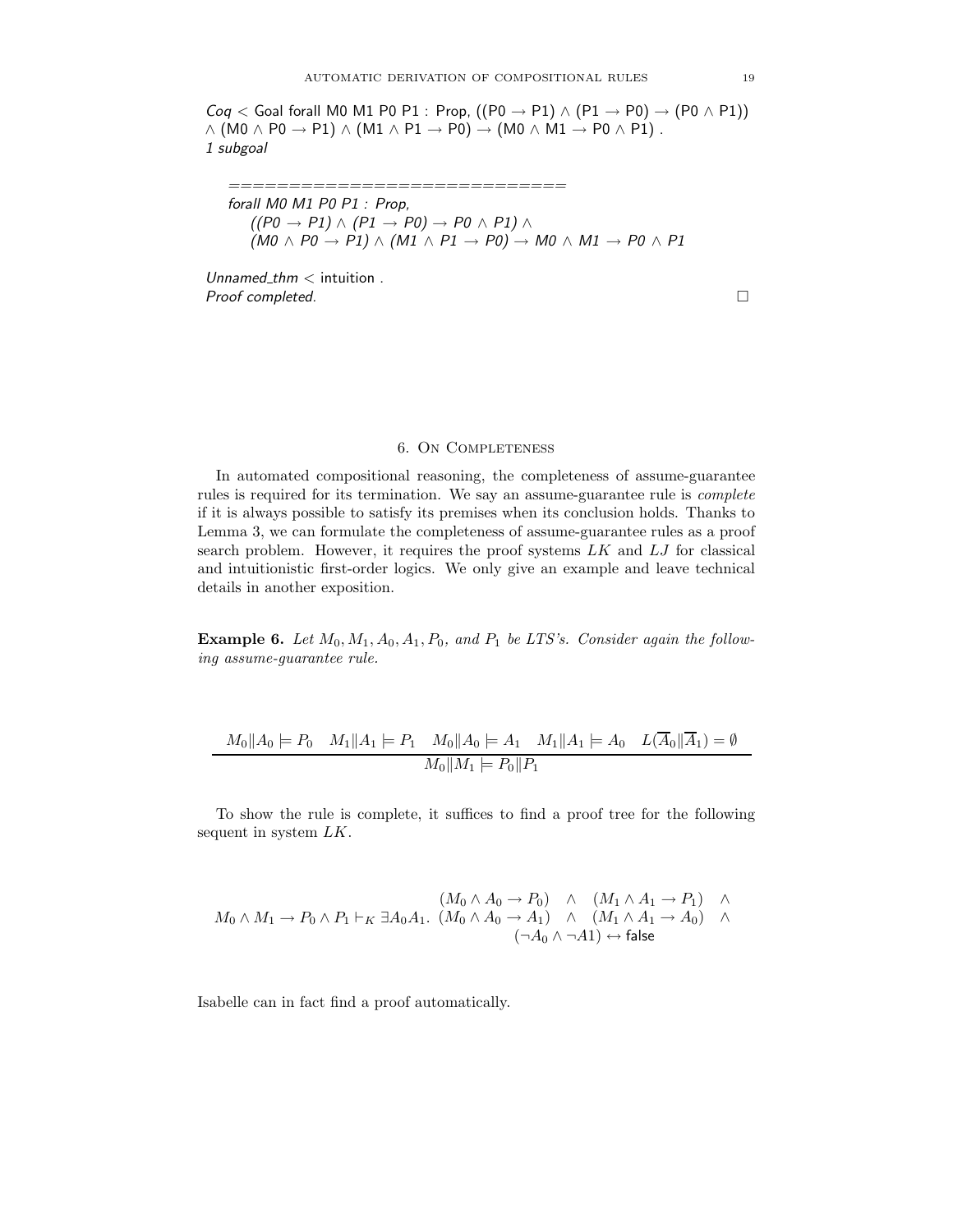*Coq* < Goal forall M0 M1 P0 P1 : Prop, ((P0 → P1) ∧ (P1 → P0) → (P0 ∧ P1)) ∧ (M0 ∧ P0 → P1) ∧ (M1 ∧ P1 → P0) → (M0 ∧ M1 → P0 ∧ P1) .
*1 subgoal*

```
============================
forall M0 M1 P0 P1 : Prop,
  ((P0 → P1) ∧ (P1 → P0) → P0 ∧ P1) ∧
  (M0 ∧ P0 → P1) ∧ (M1 ∧ P1 → P0) → M0 ∧ M1 → P0 ∧ P1
```

*Unnamed_thm* < intuition .
*Proof completed.* □

## 6. On Completeness

In automated compositional reasoning, the completeness of assume-guarantee rules is required for its termination. We say an assume-guarantee rule is *complete* if it is always possible to satisfy its premises when its conclusion holds. Thanks to Lemma 3, we can formulate the completeness of assume-guarantee rules as a proof search problem. However, it requires the proof systems $LK$ and $LJ$ for classical and intuitionistic first-order logics. We only give an example and leave technical details in another exposition.

**Example 6.** *Let $M_0, M_1, A_0, A_1, P_0$, and $P_1$ be LTS's. Consider again the following assume-guarantee rule.*

$$\frac{M_0 \| A_0 \models P_0 \quad M_1 \| A_1 \models P_1 \quad M_0 \| A_0 \models A_1 \quad M_1 \| A_1 \models A_0 \quad L(\overline{A}_0 \| \overline{A}_1) = \emptyset}{M_0 \| M_1 \models P_0 \| P_1}$$

To show the rule is complete, it suffices to find a proof tree for the following sequent in system $LK$.

$$M_0 \wedge M_1 \to P_0 \wedge P_1 \vdash_K \exists A_0 A_1. \begin{array}{ccc} (M_0 \wedge A_0 \to P_0) & \wedge & (M_1 \wedge A_1 \to P_1) \quad \wedge \\ (M_0 \wedge A_0 \to A_1) & \wedge & (M_1 \wedge A_1 \to A_0) \quad \wedge \\ & (\neg A_0 \wedge \neg A1) \leftrightarrow \mathsf{false} & \end{array}$$

Isabelle can in fact find a proof automatically.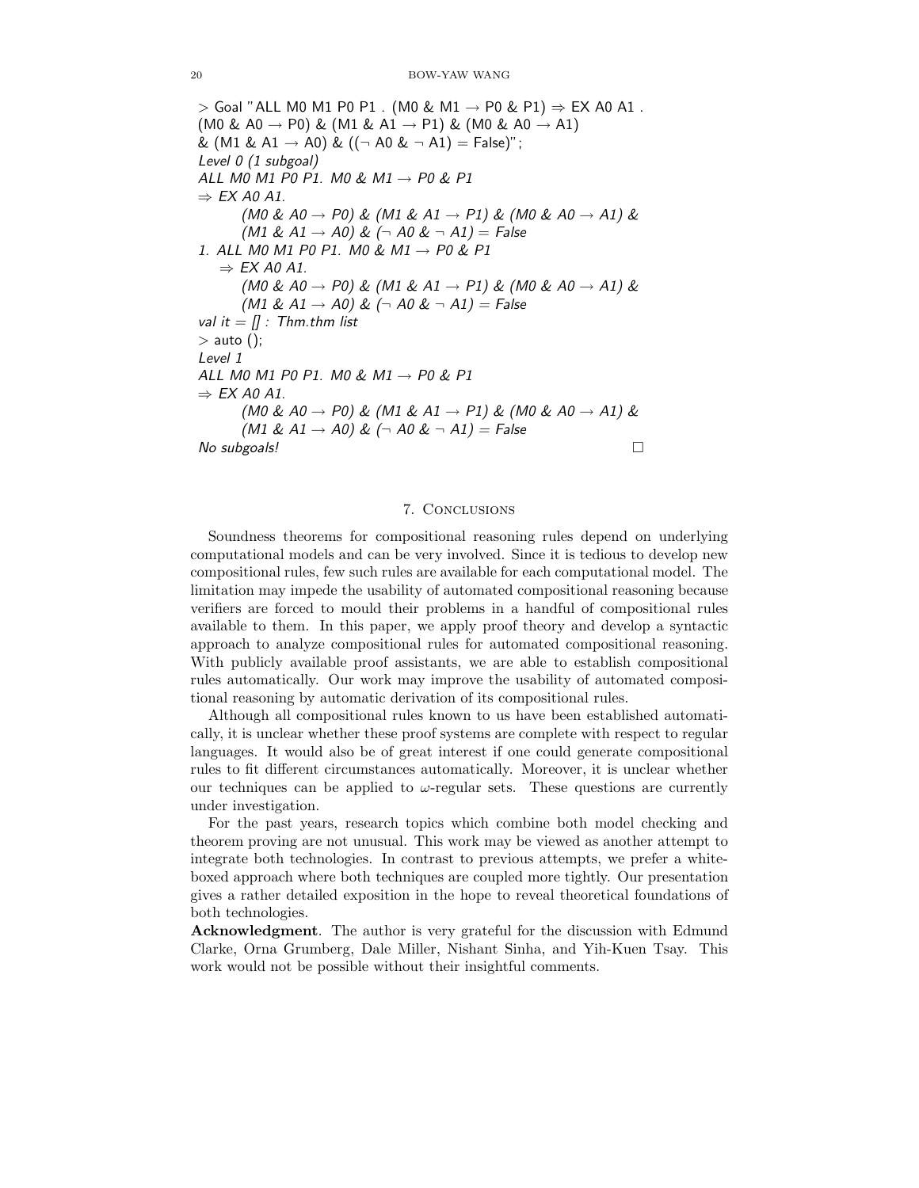```
> Goal "ALL M0 M1 P0 P1 . (M0 & M1 → P0 & P1) ⇒ EX A0 A1 .
(M0 & A0 → P0) & (M1 & A1 → P1) & (M0 & A0 → A1)
& (M1 & A1 → A0) & ((¬ A0 & ¬ A1) = False)";
Level 0 (1 subgoal)
ALL M0 M1 P0 P1. M0 & M1 → P0 & P1
⇒ EX A0 A1.
      (M0 & A0 → P0) & (M1 & A1 → P1) & (M0 & A0 → A1) &
      (M1 & A1 → A0) & (¬ A0 & ¬ A1) = False
1. ALL M0 M1 P0 P1. M0 & M1 → P0 & P1
   ⇒ EX A0 A1.
      (M0 & A0 → P0) & (M1 & A1 → P1) & (M0 & A0 → A1) &
      (M1 & A1 → A0) & (¬ A0 & ¬ A1) = False
val it = [] : Thm.thm list
> auto ();
Level 1
ALL M0 M1 P0 P1. M0 & M1 → P0 & P1
⇒ EX A0 A1.
      (M0 & A0 → P0) & (M1 & A1 → P1) & (M0 & A0 → A1) &
      (M1 & A1 → A0) & (¬ A0 & ¬ A1) = False
No subgoals!
```
□

## 7. Conclusions

Soundness theorems for compositional reasoning rules depend on underlying computational models and can be very involved. Since it is tedious to develop new compositional rules, few such rules are available for each computational model. The limitation may impede the usability of automated compositional reasoning because verifiers are forced to mould their problems in a handful of compositional rules available to them. In this paper, we apply proof theory and develop a syntactic approach to analyze compositional rules for automated compositional reasoning. With publicly available proof assistants, we are able to establish compositional rules automatically. Our work may improve the usability of automated compositional reasoning by automatic derivation of its compositional rules.

Although all compositional rules known to us have been established automatically, it is unclear whether these proof systems are complete with respect to regular languages. It would also be of great interest if one could generate compositional rules to fit different circumstances automatically. Moreover, it is unclear whether our techniques can be applied to $\omega$-regular sets. These questions are currently under investigation.

For the past years, research topics which combine both model checking and theorem proving are not unusual. This work may be viewed as another attempt to integrate both technologies. In contrast to previous attempts, we prefer a white-boxed approach where both techniques are coupled more tightly. Our presentation gives a rather detailed exposition in the hope to reveal theoretical foundations of both technologies.

**Acknowledgment**. The author is very grateful for the discussion with Edmund Clarke, Orna Grumberg, Dale Miller, Nishant Sinha, and Yih-Kuen Tsay. This work would not be possible without their insightful comments.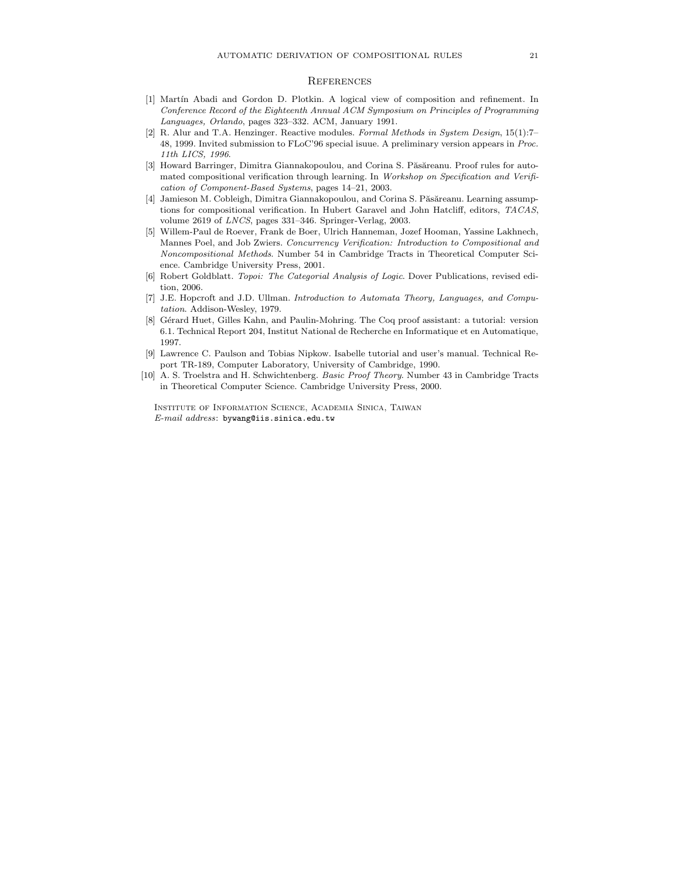## References

[1] Martín Abadi and Gordon D. Plotkin. A logical view of composition and refinement. In *Conference Record of the Eighteenth Annual ACM Symposium on Principles of Programming Languages, Orlando*, pages 323–332. ACM, January 1991.

[2] R. Alur and T.A. Henzinger. Reactive modules. *Formal Methods in System Design*, 15(1):7–48, 1999. Invited submission to FLoC'96 special isuue. A preliminary version appears in *Proc. 11th LICS, 1996*.

[3] Howard Barringer, Dimitra Giannakopoulou, and Corina S. Păsăreanu. Proof rules for automated compositional verification through learning. In *Workshop on Specification and Verification of Component-Based Systems*, pages 14–21, 2003.

[4] Jamieson M. Cobleigh, Dimitra Giannakopoulou, and Corina S. Păsăreanu. Learning assumptions for compositional verification. In Hubert Garavel and John Hatcliff, editors, *TACAS*, volume 2619 of *LNCS*, pages 331–346. Springer-Verlag, 2003.

[5] Willem-Paul de Roever, Frank de Boer, Ulrich Hanneman, Jozef Hooman, Yassine Lakhnech, Mannes Poel, and Job Zwiers. *Concurrency Verification: Introduction to Compositional and Noncompositional Methods*. Number 54 in Cambridge Tracts in Theoretical Computer Science. Cambridge University Press, 2001.

[6] Robert Goldblatt. *Topoi: The Categorial Analysis of Logic*. Dover Publications, revised edition, 2006.

[7] J.E. Hopcroft and J.D. Ullman. *Introduction to Automata Theory, Languages, and Computation*. Addison-Wesley, 1979.

[8] Gérard Huet, Gilles Kahn, and Paulin-Mohring. The Coq proof assistant: a tutorial: version 6.1. Technical Report 204, Institut National de Recherche en Informatique et en Automatique, 1997.

[9] Lawrence C. Paulson and Tobias Nipkow. Isabelle tutorial and user's manual. Technical Report TR-189, Computer Laboratory, University of Cambridge, 1990.

[10] A. S. Troelstra and H. Schwichtenberg. *Basic Proof Theory*. Number 43 in Cambridge Tracts in Theoretical Computer Science. Cambridge University Press, 2000.

Institute of Information Science, Academia Sinica, Taiwan
*E-mail address*: `bywang@iis.sinica.edu.tw`